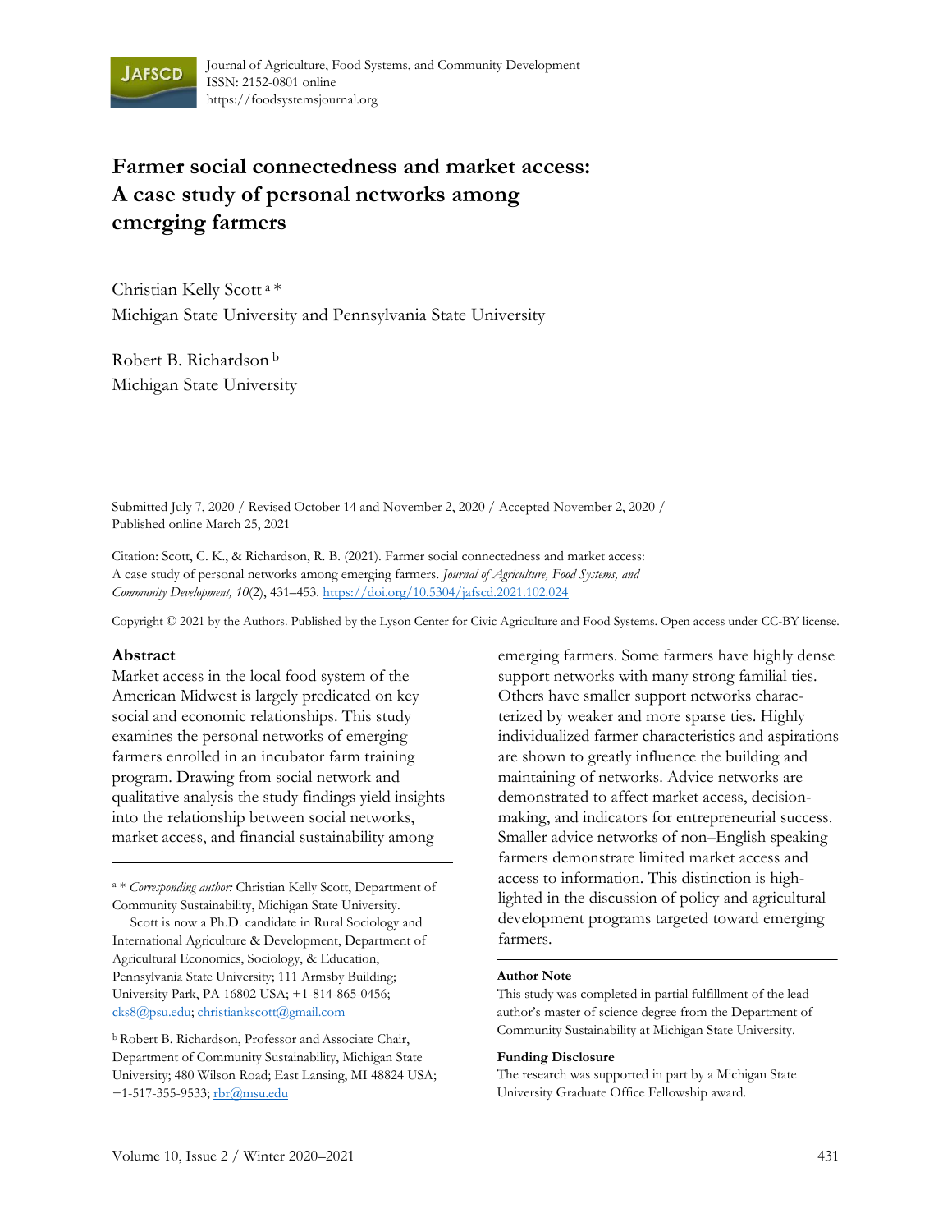Journal of Agriculture, Food Systems, and Community Development
ISSN: 2152-0801 online
https://foodsystemsjournal.org

# Farmer social connectedness and market access: A case study of personal networks among emerging farmers

Christian Kelly Scott [a] *
Michigan State University and Pennsylvania State University

Robert B. Richardson [b]
Michigan State University

Submitted July 7, 2020 / Revised October 14 and November 2, 2020 / Accepted November 2, 2020 / Published online March 25, 2021

Citation: Scott, C. K., & Richardson, R. B. (2021). Farmer social connectedness and market access: A case study of personal networks among emerging farmers. *Journal of Agriculture, Food Systems, and Community Development, 10*(2), 431–453. https://doi.org/10.5304/jafscd.2021.102.024

Copyright © 2021 by the Authors. Published by the Lyson Center for Civic Agriculture and Food Systems. Open access under CC-BY license.

## Abstract

Market access in the local food system of the American Midwest is largely predicated on key social and economic relationships. This study examines the personal networks of emerging farmers enrolled in an incubator farm training program. Drawing from social network and qualitative analysis the study findings yield insights into the relationship between social networks, market access, and financial sustainability among emerging farmers. Some farmers have highly dense support networks with many strong familial ties. Others have smaller support networks characterized by weaker and more sparse ties. Highly individualized farmer characteristics and aspirations are shown to greatly influence the building and maintaining of networks. Advice networks are demonstrated to affect market access, decision-making, and indicators for entrepreneurial success. Smaller advice networks of non–English speaking farmers demonstrate limited market access and access to information. This distinction is highlighted in the discussion of policy and agricultural development programs targeted toward emerging farmers.

[a] * *Corresponding author:* Christian Kelly Scott, Department of Community Sustainability, Michigan State University.

Scott is now a Ph.D. candidate in Rural Sociology and International Agriculture & Development, Department of Agricultural Economics, Sociology, & Education, Pennsylvania State University; 111 Armsby Building; University Park, PA 16802 USA; +1-814-865-0456; cks8@psu.edu; christiankscott@gmail.com

[b] Robert B. Richardson, Professor and Associate Chair, Department of Community Sustainability, Michigan State University; 480 Wilson Road; East Lansing, MI 48824 USA; +1-517-355-9533; rbr@msu.edu

### Author Note

This study was completed in partial fulfillment of the lead author's master of science degree from the Department of Community Sustainability at Michigan State University.

### Funding Disclosure

The research was supported in part by a Michigan State University Graduate Office Fellowship award.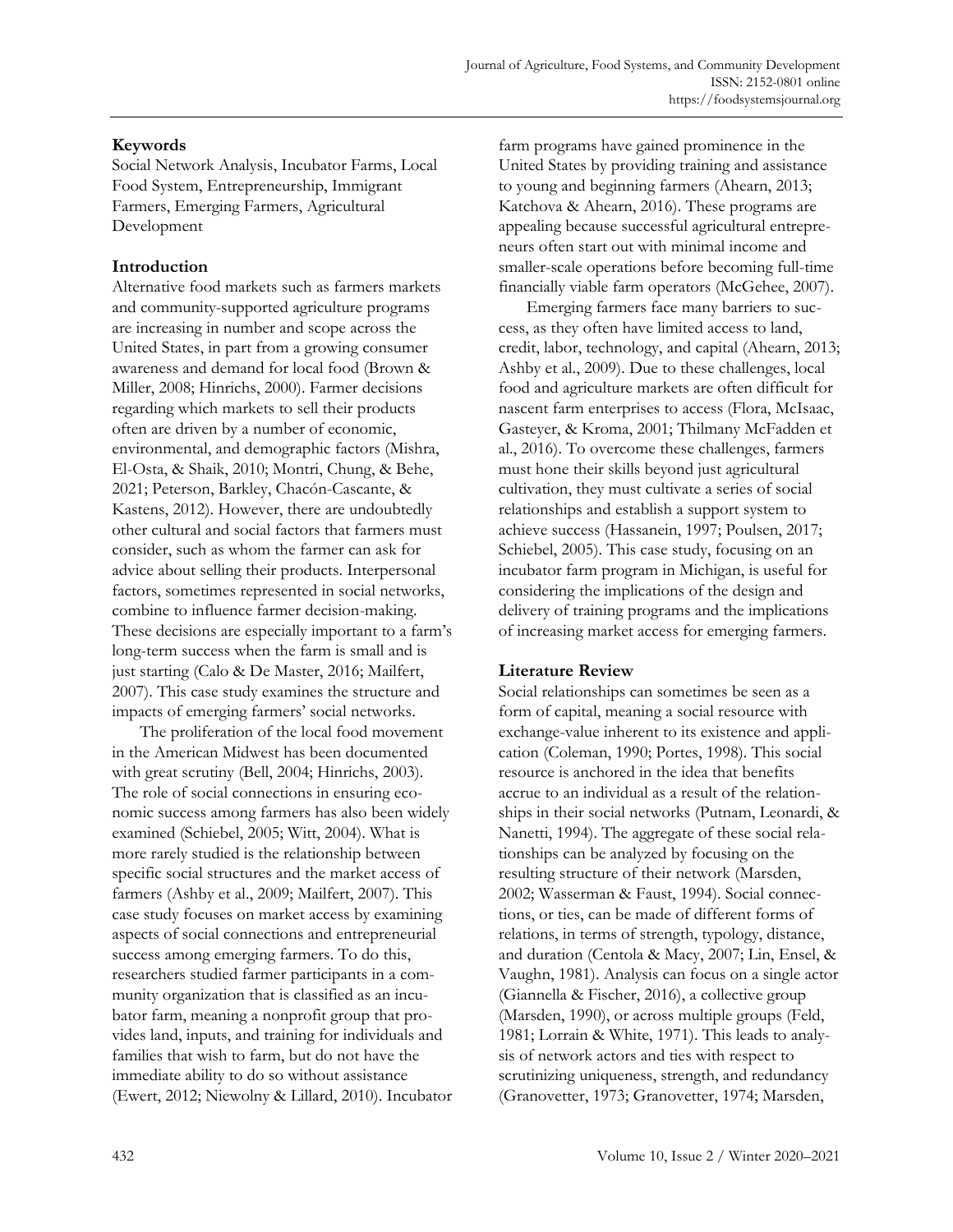## Keywords

Social Network Analysis, Incubator Farms, Local Food System, Entrepreneurship, Immigrant Farmers, Emerging Farmers, Agricultural Development

## Introduction

Alternative food markets such as farmers markets and community-supported agriculture programs are increasing in number and scope across the United States, in part from a growing consumer awareness and demand for local food (Brown & Miller, 2008; Hinrichs, 2000). Farmer decisions regarding which markets to sell their products often are driven by a number of economic, environmental, and demographic factors (Mishra, El-Osta, & Shaik, 2010; Montri, Chung, & Behe, 2021; Peterson, Barkley, Chacón-Cascante, & Kastens, 2012). However, there are undoubtedly other cultural and social factors that farmers must consider, such as whom the farmer can ask for advice about selling their products. Interpersonal factors, sometimes represented in social networks, combine to influence farmer decision-making. These decisions are especially important to a farm's long-term success when the farm is small and is just starting (Calo & De Master, 2016; Mailfert, 2007). This case study examines the structure and impacts of emerging farmers' social networks.

The proliferation of the local food movement in the American Midwest has been documented with great scrutiny (Bell, 2004; Hinrichs, 2003). The role of social connections in ensuring economic success among farmers has also been widely examined (Schiebel, 2005; Witt, 2004). What is more rarely studied is the relationship between specific social structures and the market access of farmers (Ashby et al., 2009; Mailfert, 2007). This case study focuses on market access by examining aspects of social connections and entrepreneurial success among emerging farmers. To do this, researchers studied farmer participants in a community organization that is classified as an incubator farm, meaning a nonprofit group that provides land, inputs, and training for individuals and families that wish to farm, but do not have the immediate ability to do so without assistance (Ewert, 2012; Niewolny & Lillard, 2010). Incubator farm programs have gained prominence in the United States by providing training and assistance to young and beginning farmers (Ahearn, 2013; Katchova & Ahearn, 2016). These programs are appealing because successful agricultural entrepreneurs often start out with minimal income and smaller-scale operations before becoming full-time financially viable farm operators (McGehee, 2007).

Emerging farmers face many barriers to success, as they often have limited access to land, credit, labor, technology, and capital (Ahearn, 2013; Ashby et al., 2009). Due to these challenges, local food and agriculture markets are often difficult for nascent farm enterprises to access (Flora, McIsaac, Gasteyer, & Kroma, 2001; Thilmany McFadden et al., 2016). To overcome these challenges, farmers must hone their skills beyond just agricultural cultivation, they must cultivate a series of social relationships and establish a support system to achieve success (Hassanein, 1997; Poulsen, 2017; Schiebel, 2005). This case study, focusing on an incubator farm program in Michigan, is useful for considering the implications of the design and delivery of training programs and the implications of increasing market access for emerging farmers.

## Literature Review

Social relationships can sometimes be seen as a form of capital, meaning a social resource with exchange-value inherent to its existence and application (Coleman, 1990; Portes, 1998). This social resource is anchored in the idea that benefits accrue to an individual as a result of the relationships in their social networks (Putnam, Leonardi, & Nanetti, 1994). The aggregate of these social relationships can be analyzed by focusing on the resulting structure of their network (Marsden, 2002; Wasserman & Faust, 1994). Social connections, or ties, can be made of different forms of relations, in terms of strength, typology, distance, and duration (Centola & Macy, 2007; Lin, Ensel, & Vaughn, 1981). Analysis can focus on a single actor (Giannella & Fischer, 2016), a collective group (Marsden, 1990), or across multiple groups (Feld, 1981; Lorrain & White, 1971). This leads to analysis of network actors and ties with respect to scrutinizing uniqueness, strength, and redundancy (Granovetter, 1973; Granovetter, 1974; Marsden,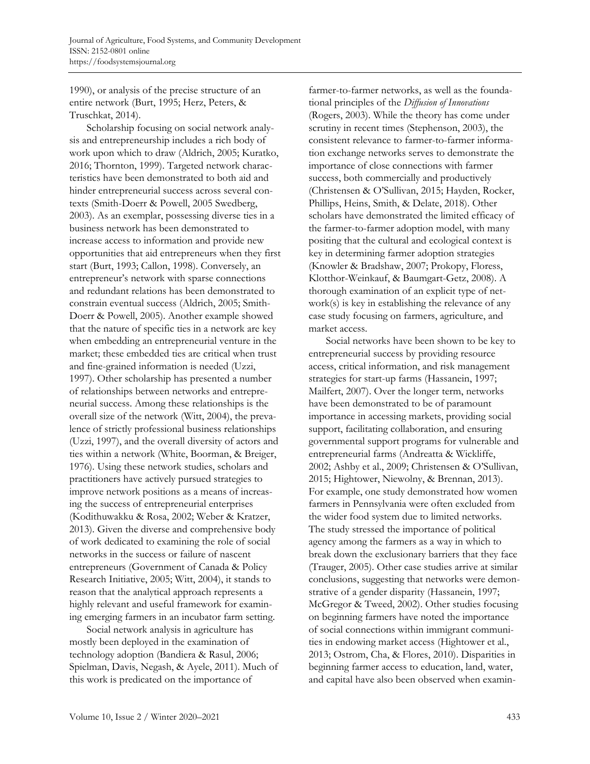1990), or analysis of the precise structure of an entire network (Burt, 1995; Herz, Peters, & Truschkat, 2014).

Scholarship focusing on social network analysis and entrepreneurship includes a rich body of work upon which to draw (Aldrich, 2005; Kuratko, 2016; Thornton, 1999). Targeted network characteristics have been demonstrated to both aid and hinder entrepreneurial success across several contexts (Smith-Doerr & Powell, 2005 Swedberg, 2003). As an exemplar, possessing diverse ties in a business network has been demonstrated to increase access to information and provide new opportunities that aid entrepreneurs when they first start (Burt, 1993; Callon, 1998). Conversely, an entrepreneur's network with sparse connections and redundant relations has been demonstrated to constrain eventual success (Aldrich, 2005; Smith-Doerr & Powell, 2005). Another example showed that the nature of specific ties in a network are key when embedding an entrepreneurial venture in the market; these embedded ties are critical when trust and fine-grained information is needed (Uzzi, 1997). Other scholarship has presented a number of relationships between networks and entrepreneurial success. Among these relationships is the overall size of the network (Witt, 2004), the prevalence of strictly professional business relationships (Uzzi, 1997), and the overall diversity of actors and ties within a network (White, Boorman, & Breiger, 1976). Using these network studies, scholars and practitioners have actively pursued strategies to improve network positions as a means of increasing the success of entrepreneurial enterprises (Kodithuwakku & Rosa, 2002; Weber & Kratzer, 2013). Given the diverse and comprehensive body of work dedicated to examining the role of social networks in the success or failure of nascent entrepreneurs (Government of Canada & Policy Research Initiative, 2005; Witt, 2004), it stands to reason that the analytical approach represents a highly relevant and useful framework for examining emerging farmers in an incubator farm setting.

Social network analysis in agriculture has mostly been deployed in the examination of technology adoption (Bandiera & Rasul, 2006; Spielman, Davis, Negash, & Ayele, 2011). Much of this work is predicated on the importance of farmer-to-farmer networks, as well as the foundational principles of the *Diffusion of Innovations* (Rogers, 2003). While the theory has come under scrutiny in recent times (Stephenson, 2003), the consistent relevance to farmer-to-farmer information exchange networks serves to demonstrate the importance of close connections with farmer success, both commercially and productively (Christensen & O'Sullivan, 2015; Hayden, Rocker, Phillips, Heins, Smith, & Delate, 2018). Other scholars have demonstrated the limited efficacy of the farmer-to-farmer adoption model, with many positing that the cultural and ecological context is key in determining farmer adoption strategies (Knowler & Bradshaw, 2007; Prokopy, Floress, Klotthor-Weinkauf, & Baumgart-Getz, 2008). A thorough examination of an explicit type of network(s) is key in establishing the relevance of any case study focusing on farmers, agriculture, and market access.

Social networks have been shown to be key to entrepreneurial success by providing resource access, critical information, and risk management strategies for start-up farms (Hassanein, 1997; Mailfert, 2007). Over the longer term, networks have been demonstrated to be of paramount importance in accessing markets, providing social support, facilitating collaboration, and ensuring governmental support programs for vulnerable and entrepreneurial farms (Andreatta & Wickliffe, 2002; Ashby et al., 2009; Christensen & O'Sullivan, 2015; Hightower, Niewolny, & Brennan, 2013). For example, one study demonstrated how women farmers in Pennsylvania were often excluded from the wider food system due to limited networks. The study stressed the importance of political agency among the farmers as a way in which to break down the exclusionary barriers that they face (Trauger, 2005). Other case studies arrive at similar conclusions, suggesting that networks were demonstrative of a gender disparity (Hassanein, 1997; McGregor & Tweed, 2002). Other studies focusing on beginning farmers have noted the importance of social connections within immigrant communities in endowing market access (Hightower et al., 2013; Ostrom, Cha, & Flores, 2010). Disparities in beginning farmer access to education, land, water, and capital have also been observed when examin-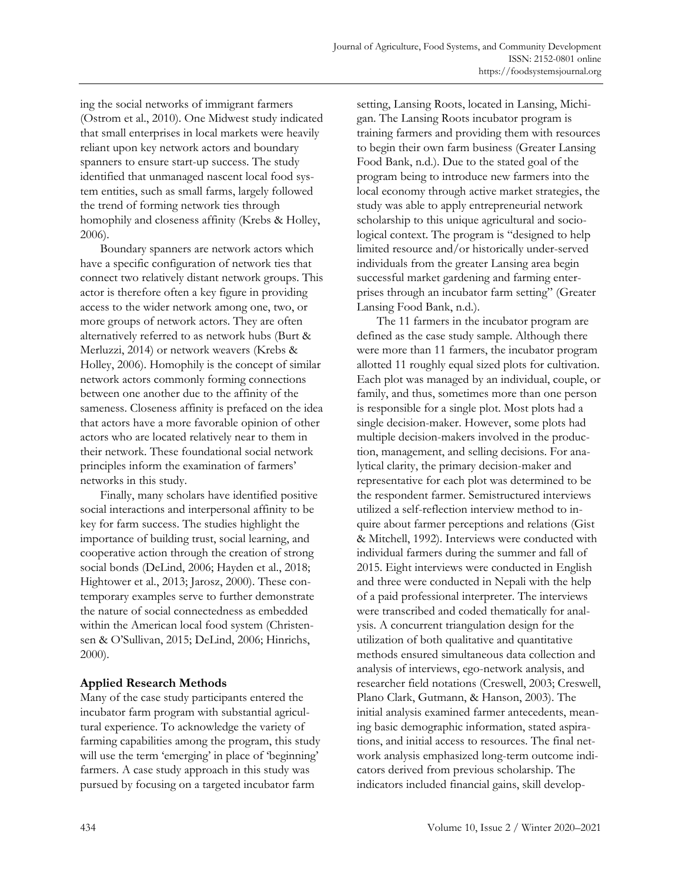ing the social networks of immigrant farmers (Ostrom et al., 2010). One Midwest study indicated that small enterprises in local markets were heavily reliant upon key network actors and boundary spanners to ensure start-up success. The study identified that unmanaged nascent local food system entities, such as small farms, largely followed the trend of forming network ties through homophily and closeness affinity (Krebs & Holley, 2006).

Boundary spanners are network actors which have a specific configuration of network ties that connect two relatively distant network groups. This actor is therefore often a key figure in providing access to the wider network among one, two, or more groups of network actors. They are often alternatively referred to as network hubs (Burt & Merluzzi, 2014) or network weavers (Krebs & Holley, 2006). Homophily is the concept of similar network actors commonly forming connections between one another due to the affinity of the sameness. Closeness affinity is prefaced on the idea that actors have a more favorable opinion of other actors who are located relatively near to them in their network. These foundational social network principles inform the examination of farmers' networks in this study.

Finally, many scholars have identified positive social interactions and interpersonal affinity to be key for farm success. The studies highlight the importance of building trust, social learning, and cooperative action through the creation of strong social bonds (DeLind, 2006; Hayden et al., 2018; Hightower et al., 2013; Jarosz, 2000). These contemporary examples serve to further demonstrate the nature of social connectedness as embedded within the American local food system (Christensen & O'Sullivan, 2015; DeLind, 2006; Hinrichs, 2000).

## Applied Research Methods

Many of the case study participants entered the incubator farm program with substantial agricultural experience. To acknowledge the variety of farming capabilities among the program, this study will use the term 'emerging' in place of 'beginning' farmers. A case study approach in this study was pursued by focusing on a targeted incubator farm setting, Lansing Roots, located in Lansing, Michigan. The Lansing Roots incubator program is training farmers and providing them with resources to begin their own farm business (Greater Lansing Food Bank, n.d.). Due to the stated goal of the program being to introduce new farmers into the local economy through active market strategies, the study was able to apply entrepreneurial network scholarship to this unique agricultural and sociological context. The program is "designed to help limited resource and/or historically under-served individuals from the greater Lansing area begin successful market gardening and farming enterprises through an incubator farm setting" (Greater Lansing Food Bank, n.d.).

The 11 farmers in the incubator program are defined as the case study sample. Although there were more than 11 farmers, the incubator program allotted 11 roughly equal sized plots for cultivation. Each plot was managed by an individual, couple, or family, and thus, sometimes more than one person is responsible for a single plot. Most plots had a single decision-maker. However, some plots had multiple decision-makers involved in the production, management, and selling decisions. For analytical clarity, the primary decision-maker and representative for each plot was determined to be the respondent farmer. Semistructured interviews utilized a self-reflection interview method to inquire about farmer perceptions and relations (Gist & Mitchell, 1992). Interviews were conducted with individual farmers during the summer and fall of 2015. Eight interviews were conducted in English and three were conducted in Nepali with the help of a paid professional interpreter. The interviews were transcribed and coded thematically for analysis. A concurrent triangulation design for the utilization of both qualitative and quantitative methods ensured simultaneous data collection and analysis of interviews, ego-network analysis, and researcher field notations (Creswell, 2003; Creswell, Plano Clark, Gutmann, & Hanson, 2003). The initial analysis examined farmer antecedents, meaning basic demographic information, stated aspirations, and initial access to resources. The final network analysis emphasized long-term outcome indicators derived from previous scholarship. The indicators included financial gains, skill develop-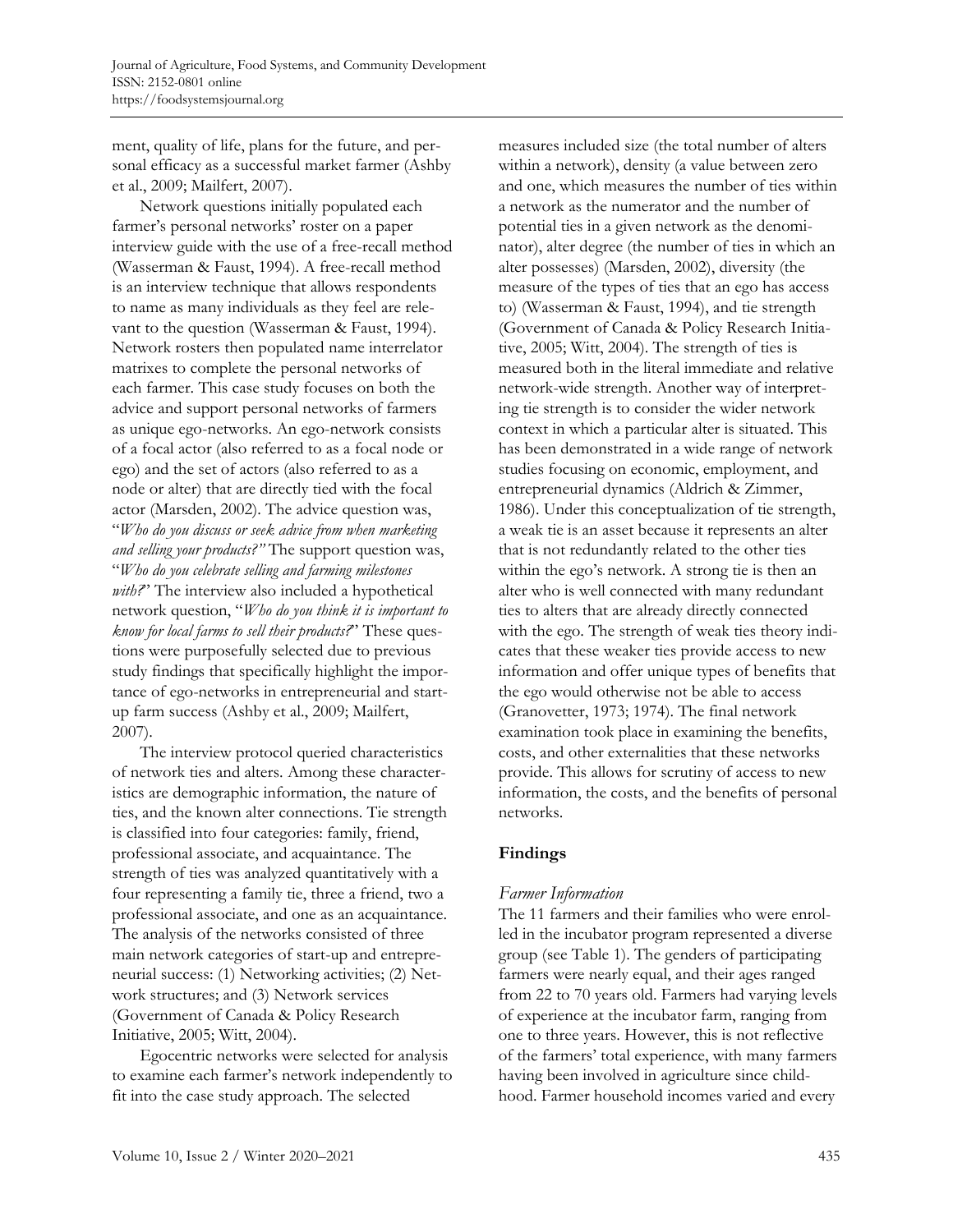ment, quality of life, plans for the future, and personal efficacy as a successful market farmer (Ashby et al., 2009; Mailfert, 2007).

Network questions initially populated each farmer's personal networks' roster on a paper interview guide with the use of a free-recall method (Wasserman & Faust, 1994). A free-recall method is an interview technique that allows respondents to name as many individuals as they feel are relevant to the question (Wasserman & Faust, 1994). Network rosters then populated name interrelator matrixes to complete the personal networks of each farmer. This case study focuses on both the advice and support personal networks of farmers as unique ego-networks. An ego-network consists of a focal actor (also referred to as a focal node or ego) and the set of actors (also referred to as a node or alter) that are directly tied with the focal actor (Marsden, 2002). The advice question was, "*Who do you discuss or seek advice from when marketing and selling your products?"* The support question was, "*Who do you celebrate selling and farming milestones with?*" The interview also included a hypothetical network question, "*Who do you think it is important to know for local farms to sell their products?*" These questions were purposefully selected due to previous study findings that specifically highlight the importance of ego-networks in entrepreneurial and start-up farm success (Ashby et al., 2009; Mailfert, 2007).

The interview protocol queried characteristics of network ties and alters. Among these characteristics are demographic information, the nature of ties, and the known alter connections. Tie strength is classified into four categories: family, friend, professional associate, and acquaintance. The strength of ties was analyzed quantitatively with a four representing a family tie, three a friend, two a professional associate, and one as an acquaintance. The analysis of the networks consisted of three main network categories of start-up and entrepreneurial success: (1) Networking activities; (2) Network structures; and (3) Network services (Government of Canada & Policy Research Initiative, 2005; Witt, 2004).

Egocentric networks were selected for analysis to examine each farmer's network independently to fit into the case study approach. The selected measures included size (the total number of alters within a network), density (a value between zero and one, which measures the number of ties within a network as the numerator and the number of potential ties in a given network as the denominator), alter degree (the number of ties in which an alter possesses) (Marsden, 2002), diversity (the measure of the types of ties that an ego has access to) (Wasserman & Faust, 1994), and tie strength (Government of Canada & Policy Research Initiative, 2005; Witt, 2004). The strength of ties is measured both in the literal immediate and relative network-wide strength. Another way of interpreting tie strength is to consider the wider network context in which a particular alter is situated. This has been demonstrated in a wide range of network studies focusing on economic, employment, and entrepreneurial dynamics (Aldrich & Zimmer, 1986). Under this conceptualization of tie strength, a weak tie is an asset because it represents an alter that is not redundantly related to the other ties within the ego's network. A strong tie is then an alter who is well connected with many redundant ties to alters that are already directly connected with the ego. The strength of weak ties theory indicates that these weaker ties provide access to new information and offer unique types of benefits that the ego would otherwise not be able to access (Granovetter, 1973; 1974). The final network examination took place in examining the benefits, costs, and other externalities that these networks provide. This allows for scrutiny of access to new information, the costs, and the benefits of personal networks.

## Findings

### *Farmer Information*

The 11 farmers and their families who were enrolled in the incubator program represented a diverse group (see Table 1). The genders of participating farmers were nearly equal, and their ages ranged from 22 to 70 years old. Farmers had varying levels of experience at the incubator farm, ranging from one to three years. However, this is not reflective of the farmers' total experience, with many farmers having been involved in agriculture since childhood. Farmer household incomes varied and every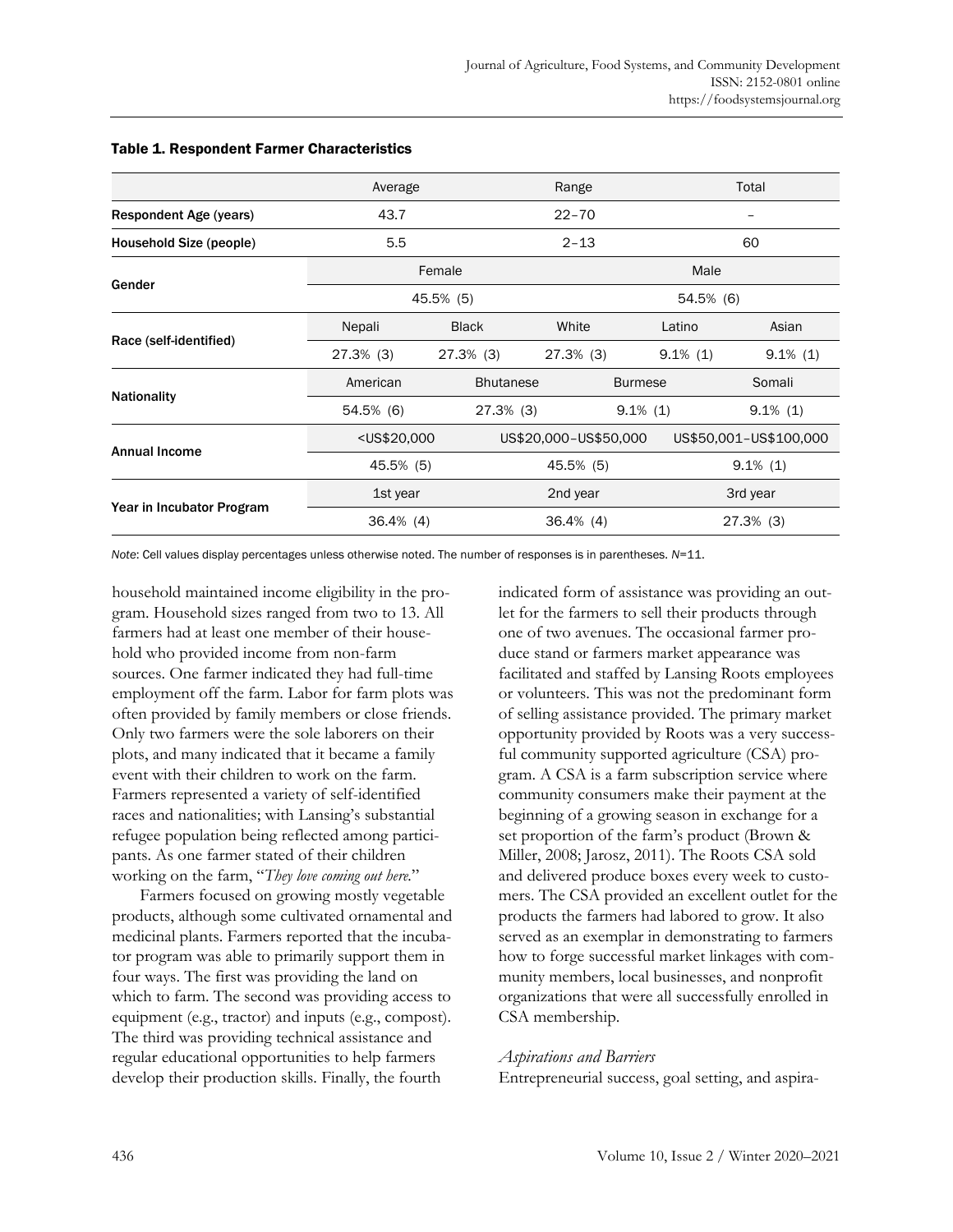**Table 1. Respondent Farmer Characteristics**

| | Average | | Range | | Total |
|---|---|---|---|---|---|
| **Respondent Age (years)** | 43.7 | | 22–70 | | – |
| **Household Size (people)** | 5.5 | | 2–13 | | 60 |
| **Gender** | Female | | | Male | |
| | 45.5% (5) | | | 54.5% (6) | |
| **Race (self-identified)** | Nepali | Black | White | Latino | Asian |
| | 27.3% (3) | 27.3% (3) | 27.3% (3) | 9.1% (1) | 9.1% (1) |
| **Nationality** | American | Bhutanese | | Burmese | Somali |
| | 54.5% (6) | 27.3% (3) | | 9.1% (1) | 9.1% (1) |
| **Annual Income** | <US$20,000 | | US$20,000–US$50,000 | | US$50,001–US$100,000 |
| | 45.5% (5) | | 45.5% (5) | | 9.1% (1) |
| **Year in Incubator Program** | 1st year | | 2nd year | | 3rd year |
| | 36.4% (4) | | 36.4% (4) | | 27.3% (3) |

*Note*: Cell values display percentages unless otherwise noted. The number of responses is in parentheses. *N*=11.

household maintained income eligibility in the program. Household sizes ranged from two to 13. All farmers had at least one member of their household who provided income from non-farm sources. One farmer indicated they had full-time employment off the farm. Labor for farm plots was often provided by family members or close friends. Only two farmers were the sole laborers on their plots, and many indicated that it became a family event with their children to work on the farm. Farmers represented a variety of self-identified races and nationalities; with Lansing's substantial refugee population being reflected among participants. As one farmer stated of their children working on the farm, "*They love coming out here*."

Farmers focused on growing mostly vegetable products, although some cultivated ornamental and medicinal plants. Farmers reported that the incubator program was able to primarily support them in four ways. The first was providing the land on which to farm. The second was providing access to equipment (e.g., tractor) and inputs (e.g., compost). The third was providing technical assistance and regular educational opportunities to help farmers develop their production skills. Finally, the fourth indicated form of assistance was providing an outlet for the farmers to sell their products through one of two avenues. The occasional farmer produce stand or farmers market appearance was facilitated and staffed by Lansing Roots employees or volunteers. This was not the predominant form of selling assistance provided. The primary market opportunity provided by Roots was a very successful community supported agriculture (CSA) program. A CSA is a farm subscription service where community consumers make their payment at the beginning of a growing season in exchange for a set proportion of the farm's product (Brown & Miller, 2008; Jarosz, 2011). The Roots CSA sold and delivered produce boxes every week to customers. The CSA provided an excellent outlet for the products the farmers had labored to grow. It also served as an exemplar in demonstrating to farmers how to forge successful market linkages with community members, local businesses, and nonprofit organizations that were all successfully enrolled in CSA membership.

### *Aspirations and Barriers*

Entrepreneurial success, goal setting, and aspira-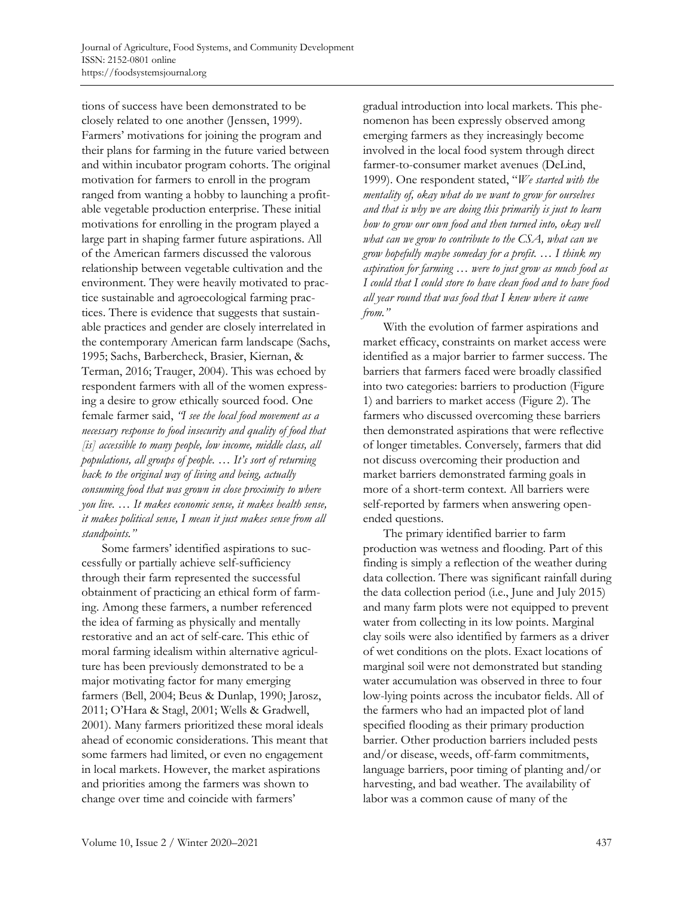tions of success have been demonstrated to be closely related to one another (Jenssen, 1999). Farmers' motivations for joining the program and their plans for farming in the future varied between and within incubator program cohorts. The original motivation for farmers to enroll in the program ranged from wanting a hobby to launching a profitable vegetable production enterprise. These initial motivations for enrolling in the program played a large part in shaping farmer future aspirations. All of the American farmers discussed the valorous relationship between vegetable cultivation and the environment. They were heavily motivated to practice sustainable and agroecological farming practices. There is evidence that suggests that sustainable practices and gender are closely interrelated in the contemporary American farm landscape (Sachs, 1995; Sachs, Barbercheck, Brasier, Kiernan, & Terman, 2016; Trauger, 2004). This was echoed by respondent farmers with all of the women expressing a desire to grow ethically sourced food. One female farmer said, *"I see the local food movement as a necessary response to food insecurity and quality of food that [is] accessible to many people, low income, middle class, all populations, all groups of people. … It's sort of returning back to the original way of living and being, actually consuming food that was grown in close proximity to where you live. … It makes economic sense, it makes health sense, it makes political sense, I mean it just makes sense from all standpoints."*

Some farmers' identified aspirations to successfully or partially achieve self-sufficiency through their farm represented the successful obtainment of practicing an ethical form of farming. Among these farmers, a number referenced the idea of farming as physically and mentally restorative and an act of self-care. This ethic of moral farming idealism within alternative agriculture has been previously demonstrated to be a major motivating factor for many emerging farmers (Bell, 2004; Beus & Dunlap, 1990; Jarosz, 2011; O'Hara & Stagl, 2001; Wells & Gradwell, 2001). Many farmers prioritized these moral ideals ahead of economic considerations. This meant that some farmers had limited, or even no engagement in local markets. However, the market aspirations and priorities among the farmers was shown to change over time and coincide with farmers' gradual introduction into local markets. This phenomenon has been expressly observed among emerging farmers as they increasingly become involved in the local food system through direct farmer-to-consumer market avenues (DeLind, 1999). One respondent stated, "*We started with the mentality of, okay what do we want to grow for ourselves and that is why we are doing this primarily is just to learn how to grow our own food and then turned into, okay well what can we grow to contribute to the CSA, what can we grow hopefully maybe someday for a profit. … I think my aspiration for farming … were to just grow as much food as I could that I could store to have clean food and to have food all year round that was food that I knew where it came from."*

With the evolution of farmer aspirations and market efficacy, constraints on market access were identified as a major barrier to farmer success. The barriers that farmers faced were broadly classified into two categories: barriers to production (Figure 1) and barriers to market access (Figure 2). The farmers who discussed overcoming these barriers then demonstrated aspirations that were reflective of longer timetables. Conversely, farmers that did not discuss overcoming their production and market barriers demonstrated farming goals in more of a short-term context. All barriers were self-reported by farmers when answering open-ended questions.

The primary identified barrier to farm production was wetness and flooding. Part of this finding is simply a reflection of the weather during data collection. There was significant rainfall during the data collection period (i.e., June and July 2015) and many farm plots were not equipped to prevent water from collecting in its low points. Marginal clay soils were also identified by farmers as a driver of wet conditions on the plots. Exact locations of marginal soil were not demonstrated but standing water accumulation was observed in three to four low-lying points across the incubator fields. All of the farmers who had an impacted plot of land specified flooding as their primary production barrier. Other production barriers included pests and/or disease, weeds, off-farm commitments, language barriers, poor timing of planting and/or harvesting, and bad weather. The availability of labor was a common cause of many of the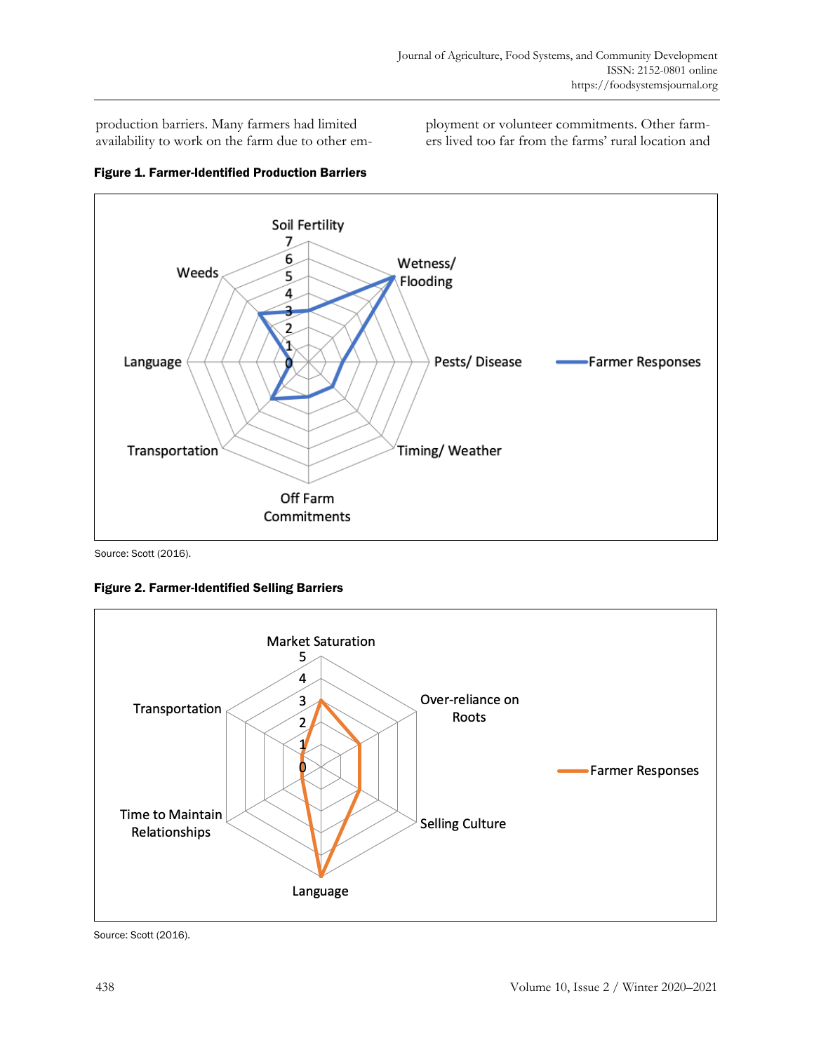production barriers. Many farmers had limited availability to work on the farm due to other employment or volunteer commitments. Other farmers lived too far from the farms' rural location and

**Figure 1. Farmer-Identified Production Barriers**

Source: Scott (2016).

**Figure 2. Farmer-Identified Selling Barriers**

Source: Scott (2016).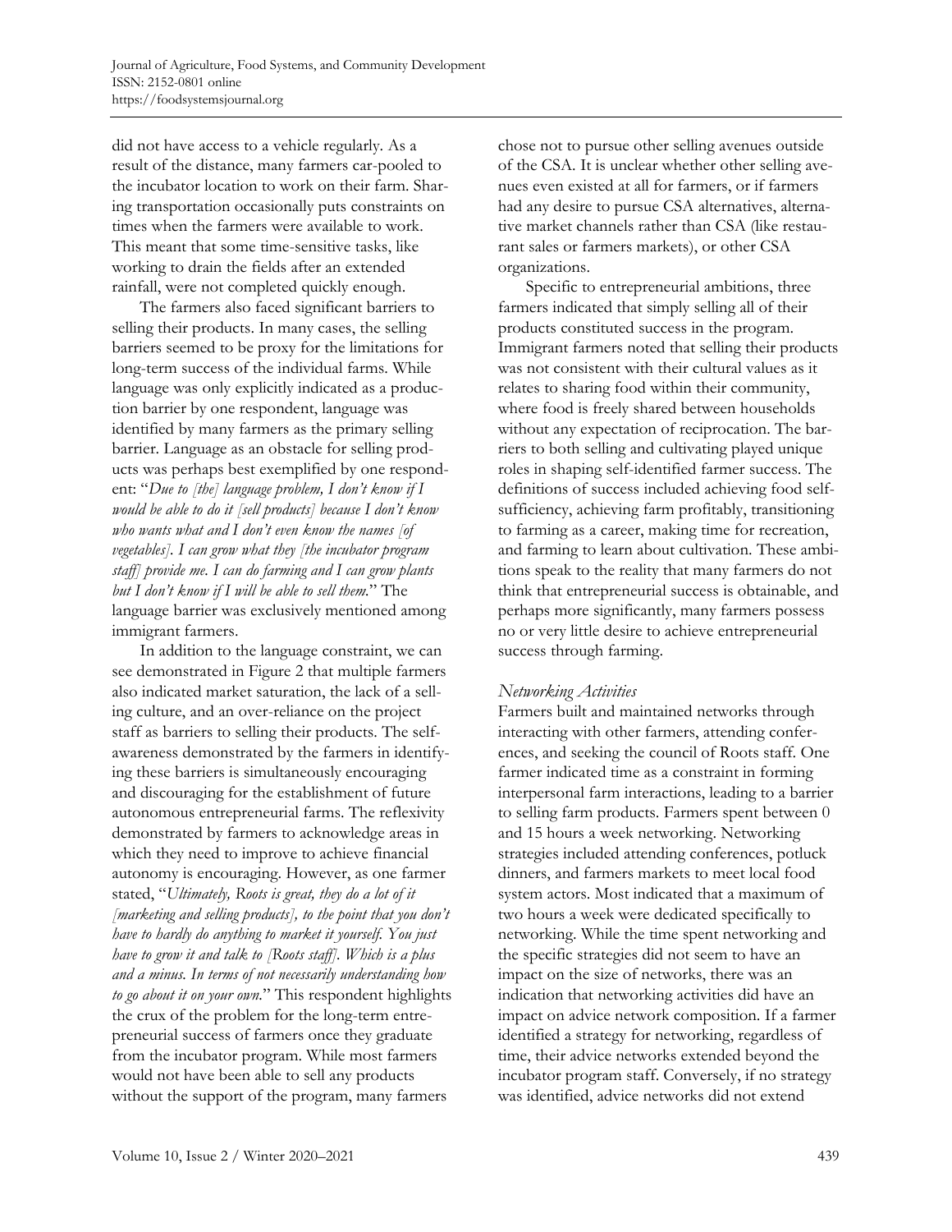did not have access to a vehicle regularly. As a result of the distance, many farmers car-pooled to the incubator location to work on their farm. Sharing transportation occasionally puts constraints on times when the farmers were available to work. This meant that some time-sensitive tasks, like working to drain the fields after an extended rainfall, were not completed quickly enough.

The farmers also faced significant barriers to selling their products. In many cases, the selling barriers seemed to be proxy for the limitations for long-term success of the individual farms. While language was only explicitly indicated as a production barrier by one respondent, language was identified by many farmers as the primary selling barrier. Language as an obstacle for selling products was perhaps best exemplified by one respondent: "*Due to [the] language problem, I don't know if I would be able to do it [sell products] because I don't know who wants what and I don't even know the names [of vegetables]. I can grow what they [the incubator program staff] provide me. I can do farming and I can grow plants but I don't know if I will be able to sell them.*" The language barrier was exclusively mentioned among immigrant farmers.

In addition to the language constraint, we can see demonstrated in Figure 2 that multiple farmers also indicated market saturation, the lack of a selling culture, and an over-reliance on the project staff as barriers to selling their products. The self-awareness demonstrated by the farmers in identifying these barriers is simultaneously encouraging and discouraging for the establishment of future autonomous entrepreneurial farms. The reflexivity demonstrated by farmers to acknowledge areas in which they need to improve to achieve financial autonomy is encouraging. However, as one farmer stated, "*Ultimately, Roots is great, they do a lot of it [marketing and selling products], to the point that you don't have to hardly do anything to market it yourself. You just have to grow it and talk to [Roots staff]. Which is a plus and a minus. In terms of not necessarily understanding how to go about it on your own.*" This respondent highlights the crux of the problem for the long-term entrepreneurial success of farmers once they graduate from the incubator program. While most farmers would not have been able to sell any products without the support of the program, many farmers chose not to pursue other selling avenues outside of the CSA. It is unclear whether other selling avenues even existed at all for farmers, or if farmers had any desire to pursue CSA alternatives, alternative market channels rather than CSA (like restaurant sales or farmers markets), or other CSA organizations.

Specific to entrepreneurial ambitions, three farmers indicated that simply selling all of their products constituted success in the program. Immigrant farmers noted that selling their products was not consistent with their cultural values as it relates to sharing food within their community, where food is freely shared between households without any expectation of reciprocation. The barriers to both selling and cultivating played unique roles in shaping self-identified farmer success. The definitions of success included achieving food self-sufficiency, achieving farm profitably, transitioning to farming as a career, making time for recreation, and farming to learn about cultivation. These ambitions speak to the reality that many farmers do not think that entrepreneurial success is obtainable, and perhaps more significantly, many farmers possess no or very little desire to achieve entrepreneurial success through farming.

### *Networking Activities*

Farmers built and maintained networks through interacting with other farmers, attending conferences, and seeking the council of Roots staff. One farmer indicated time as a constraint in forming interpersonal farm interactions, leading to a barrier to selling farm products. Farmers spent between 0 and 15 hours a week networking. Networking strategies included attending conferences, potluck dinners, and farmers markets to meet local food system actors. Most indicated that a maximum of two hours a week were dedicated specifically to networking. While the time spent networking and the specific strategies did not seem to have an impact on the size of networks, there was an indication that networking activities did have an impact on advice network composition. If a farmer identified a strategy for networking, regardless of time, their advice networks extended beyond the incubator program staff. Conversely, if no strategy was identified, advice networks did not extend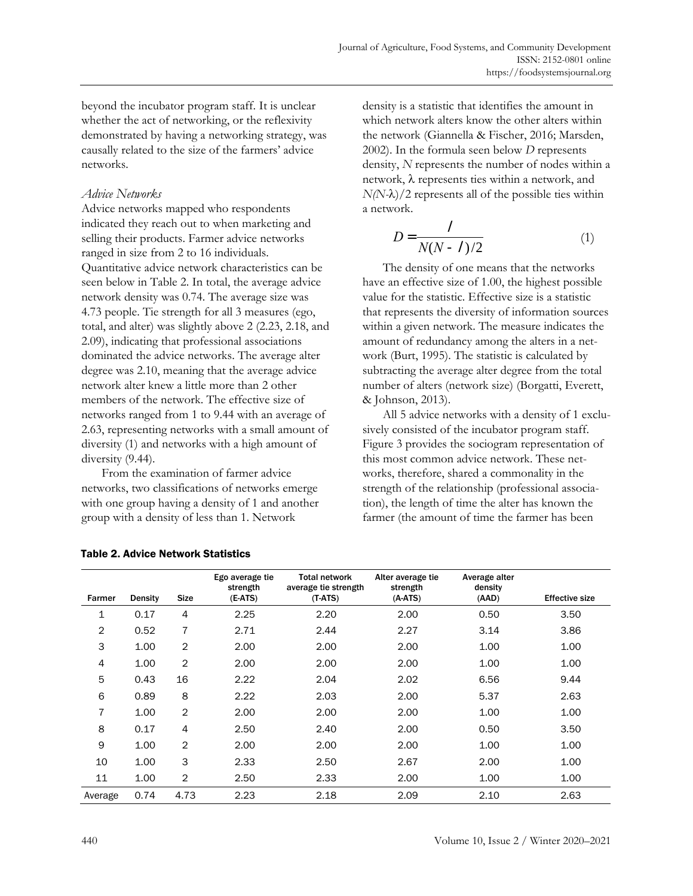beyond the incubator program staff. It is unclear whether the act of networking, or the reflexivity demonstrated by having a networking strategy, was causally related to the size of the farmers' advice networks.

### *Advice Networks*

Advice networks mapped who respondents indicated they reach out to when marketing and selling their products. Farmer advice networks ranged in size from 2 to 16 individuals. Quantitative advice network characteristics can be seen below in Table 2. In total, the average advice network density was 0.74. The average size was 4.73 people. Tie strength for all 3 measures (ego, total, and alter) was slightly above 2 (2.23, 2.18, and 2.09), indicating that professional associations dominated the advice networks. The average alter degree was 2.10, meaning that the average advice network alter knew a little more than 2 other members of the network. The effective size of networks ranged from 1 to 9.44 with an average of 2.63, representing networks with a small amount of diversity (1) and networks with a high amount of diversity (9.44).

From the examination of farmer advice networks, two classifications of networks emerge with one group having a density of 1 and another group with a density of less than 1. Network density is a statistic that identifies the amount in which network alters know the other alters within the network (Giannella & Fischer, 2016; Marsden, 2002). In the formula seen below $D$ represents density, $N$ represents the number of nodes within a network, λ represents ties within a network, and $N(N\text{-}\lambda)/2$ represents all of the possible ties within a network.

$$D = \frac{\lambda}{N(N - \lambda)/2} \tag{1}$$

The density of one means that the networks have an effective size of 1.00, the highest possible value for the statistic. Effective size is a statistic that represents the diversity of information sources within a given network. The measure indicates the amount of redundancy among the alters in a network (Burt, 1995). The statistic is calculated by subtracting the average alter degree from the total number of alters (network size) (Borgatti, Everett, & Johnson, 2013).

All 5 advice networks with a density of 1 exclusively consisted of the incubator program staff. Figure 3 provides the sociogram representation of this most common advice network. These networks, therefore, shared a commonality in the strength of the relationship (professional association), the length of time the alter has known the farmer (the amount of time the farmer has been

**Table 2. Advice Network Statistics**

| Farmer | Density | Size | Ego average tie strength (E-ATS) | Total network average tie strength (T-ATS) | Alter average tie strength (A-ATS) | Average alter density (AAD) | Effective size |
|---|---|---|---|---|---|---|---|
| 1 | 0.17 | 4 | 2.25 | 2.20 | 2.00 | 0.50 | 3.50 |
| 2 | 0.52 | 7 | 2.71 | 2.44 | 2.27 | 3.14 | 3.86 |
| 3 | 1.00 | 2 | 2.00 | 2.00 | 2.00 | 1.00 | 1.00 |
| 4 | 1.00 | 2 | 2.00 | 2.00 | 2.00 | 1.00 | 1.00 |
| 5 | 0.43 | 16 | 2.22 | 2.04 | 2.02 | 6.56 | 9.44 |
| 6 | 0.89 | 8 | 2.22 | 2.03 | 2.00 | 5.37 | 2.63 |
| 7 | 1.00 | 2 | 2.00 | 2.00 | 2.00 | 1.00 | 1.00 |
| 8 | 0.17 | 4 | 2.50 | 2.40 | 2.00 | 0.50 | 3.50 |
| 9 | 1.00 | 2 | 2.00 | 2.00 | 2.00 | 1.00 | 1.00 |
| 10 | 1.00 | 3 | 2.33 | 2.50 | 2.67 | 2.00 | 1.00 |
| 11 | 1.00 | 2 | 2.50 | 2.33 | 2.00 | 1.00 | 1.00 |
| Average | 0.74 | 4.73 | 2.23 | 2.18 | 2.09 | 2.10 | 2.63 |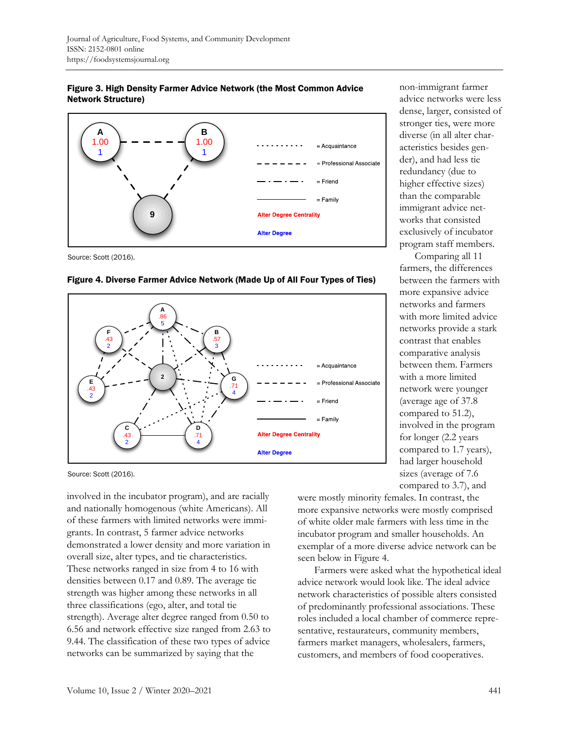**Figure 3. High Density Farmer Advice Network (the Most Common Advice Network Structure)**

Source: Scott (2016).

**Figure 4. Diverse Farmer Advice Network (Made Up of All Four Types of Ties)**

Source: Scott (2016).

involved in the incubator program), and are racially and nationally homogenous (white Americans). All of these farmers with limited networks were immigrants. In contrast, 5 farmer advice networks demonstrated a lower density and more variation in overall size, alter types, and tie characteristics. These networks ranged in size from 4 to 16 with densities between 0.17 and 0.89. The average tie strength was higher among these networks in all three classifications (ego, alter, and total tie strength). Average alter degree ranged from 0.50 to 6.56 and network effective size ranged from 2.63 to 9.44. The classification of these two types of advice networks can be summarized by saying that the non-immigrant farmer advice networks were less dense, larger, consisted of stronger ties, were more diverse (in all alter characteristics besides gender), and had less tie redundancy (due to higher effective sizes) than the comparable immigrant advice networks that consisted exclusively of incubator program staff members.

Comparing all 11 farmers, the differences between the farmers with more expansive advice networks and farmers with more limited advice networks provide a stark contrast that enables comparative analysis between them. Farmers with a more limited network were younger (average age of 37.8 compared to 51.2), involved in the program for longer (2.2 years compared to 1.7 years), had larger household sizes (average of 7.6 compared to 3.7), and were mostly minority females. In contrast, the more expansive networks were mostly comprised of white older male farmers with less time in the incubator program and smaller households. An exemplar of a more diverse advice network can be seen below in Figure 4.

Farmers were asked what the hypothetical ideal advice network would look like. The ideal advice network characteristics of possible alters consisted of predominantly professional associations. These roles included a local chamber of commerce representative, restaurateurs, community members, farmers market managers, wholesalers, farmers, customers, and members of food cooperatives.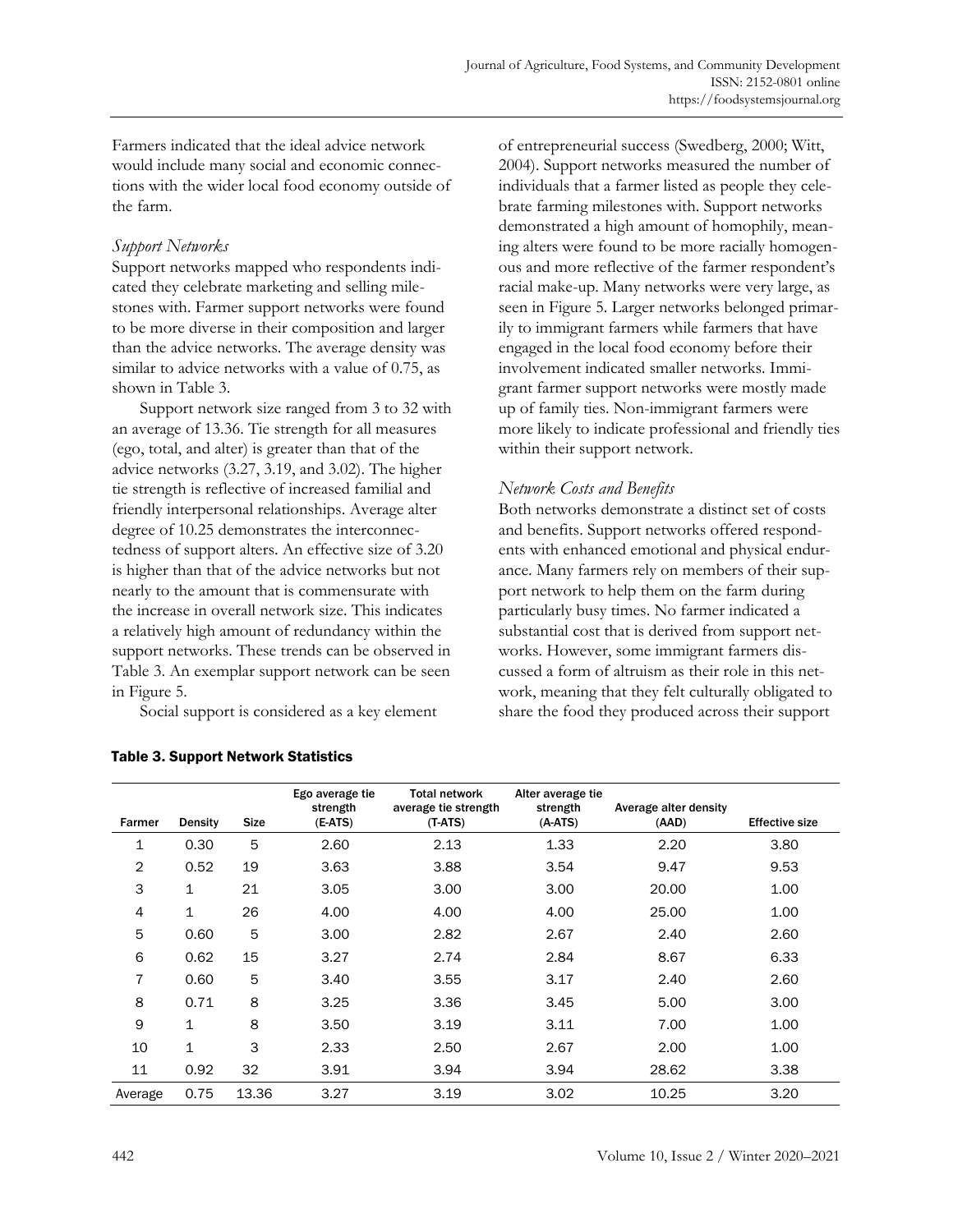Farmers indicated that the ideal advice network would include many social and economic connections with the wider local food economy outside of the farm.

### *Support Networks*

Support networks mapped who respondents indicated they celebrate marketing and selling milestones with. Farmer support networks were found to be more diverse in their composition and larger than the advice networks. The average density was similar to advice networks with a value of 0.75, as shown in Table 3.

Support network size ranged from 3 to 32 with an average of 13.36. Tie strength for all measures (ego, total, and alter) is greater than that of the advice networks (3.27, 3.19, and 3.02). The higher tie strength is reflective of increased familial and friendly interpersonal relationships. Average alter degree of 10.25 demonstrates the interconnectedness of support alters. An effective size of 3.20 is higher than that of the advice networks but not nearly to the amount that is commensurate with the increase in overall network size. This indicates a relatively high amount of redundancy within the support networks. These trends can be observed in Table 3. An exemplar support network can be seen in Figure 5.

Social support is considered as a key element of entrepreneurial success (Swedberg, 2000; Witt, 2004). Support networks measured the number of individuals that a farmer listed as people they celebrate farming milestones with. Support networks demonstrated a high amount of homophily, meaning alters were found to be more racially homogenous and more reflective of the farmer respondent's racial make-up. Many networks were very large, as seen in Figure 5. Larger networks belonged primarily to immigrant farmers while farmers that have engaged in the local food economy before their involvement indicated smaller networks. Immigrant farmer support networks were mostly made up of family ties. Non-immigrant farmers were more likely to indicate professional and friendly ties within their support network.

### *Network Costs and Benefits*

Both networks demonstrate a distinct set of costs and benefits. Support networks offered respondents with enhanced emotional and physical endurance. Many farmers rely on members of their support network to help them on the farm during particularly busy times. No farmer indicated a substantial cost that is derived from support networks. However, some immigrant farmers discussed a form of altruism as their role in this network, meaning that they felt culturally obligated to share the food they produced across their support

**Table 3. Support Network Statistics**

| Farmer | Density | Size | Ego average tie strength (E-ATS) | Total network average tie strength (T-ATS) | Alter average tie strength (A-ATS) | Average alter density (AAD) | Effective size |
|---|---|---|---|---|---|---|---|
| 1 | 0.30 | 5 | 2.60 | 2.13 | 1.33 | 2.20 | 3.80 |
| 2 | 0.52 | 19 | 3.63 | 3.88 | 3.54 | 9.47 | 9.53 |
| 3 | 1 | 21 | 3.05 | 3.00 | 3.00 | 20.00 | 1.00 |
| 4 | 1 | 26 | 4.00 | 4.00 | 4.00 | 25.00 | 1.00 |
| 5 | 0.60 | 5 | 3.00 | 2.82 | 2.67 | 2.40 | 2.60 |
| 6 | 0.62 | 15 | 3.27 | 2.74 | 2.84 | 8.67 | 6.33 |
| 7 | 0.60 | 5 | 3.40 | 3.55 | 3.17 | 2.40 | 2.60 |
| 8 | 0.71 | 8 | 3.25 | 3.36 | 3.45 | 5.00 | 3.00 |
| 9 | 1 | 8 | 3.50 | 3.19 | 3.11 | 7.00 | 1.00 |
| 10 | 1 | 3 | 2.33 | 2.50 | 2.67 | 2.00 | 1.00 |
| 11 | 0.92 | 32 | 3.91 | 3.94 | 3.94 | 28.62 | 3.38 |
| Average | 0.75 | 13.36 | 3.27 | 3.19 | 3.02 | 10.25 | 3.20 |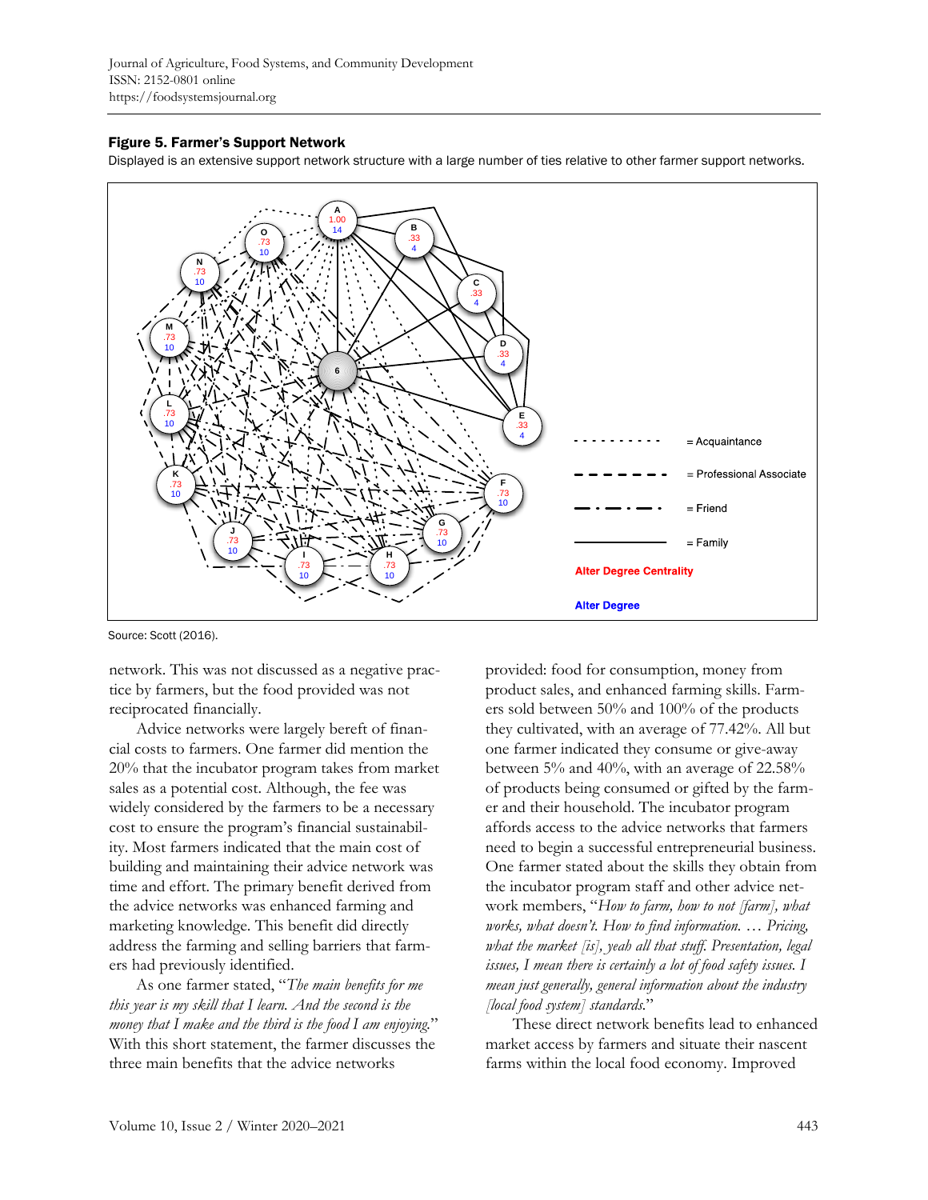**Figure 5. Farmer's Support Network**

Displayed is an extensive support network structure with a large number of ties relative to other farmer support networks.

Source: Scott (2016).

network. This was not discussed as a negative practice by farmers, but the food provided was not reciprocated financially.

Advice networks were largely bereft of financial costs to farmers. One farmer did mention the 20% that the incubator program takes from market sales as a potential cost. Although, the fee was widely considered by the farmers to be a necessary cost to ensure the program's financial sustainability. Most farmers indicated that the main cost of building and maintaining their advice network was time and effort. The primary benefit derived from the advice networks was enhanced farming and marketing knowledge. This benefit did directly address the farming and selling barriers that farmers had previously identified.

As one farmer stated, "*The main benefits for me this year is my skill that I learn. And the second is the money that I make and the third is the food I am enjoying.*" With this short statement, the farmer discusses the three main benefits that the advice networks provided: food for consumption, money from product sales, and enhanced farming skills. Farmers sold between 50% and 100% of the products they cultivated, with an average of 77.42%. All but one farmer indicated they consume or give-away between 5% and 40%, with an average of 22.58% of products being consumed or gifted by the farmer and their household. The incubator program affords access to the advice networks that farmers need to begin a successful entrepreneurial business. One farmer stated about the skills they obtain from the incubator program staff and other advice network members, "*How to farm, how to not [farm], what works, what doesn't. How to find information. … Pricing, what the market [is], yeah all that stuff. Presentation, legal issues, I mean there is certainly a lot of food safety issues. I mean just generally, general information about the industry [local food system] standards.*"

These direct network benefits lead to enhanced market access by farmers and situate their nascent farms within the local food economy. Improved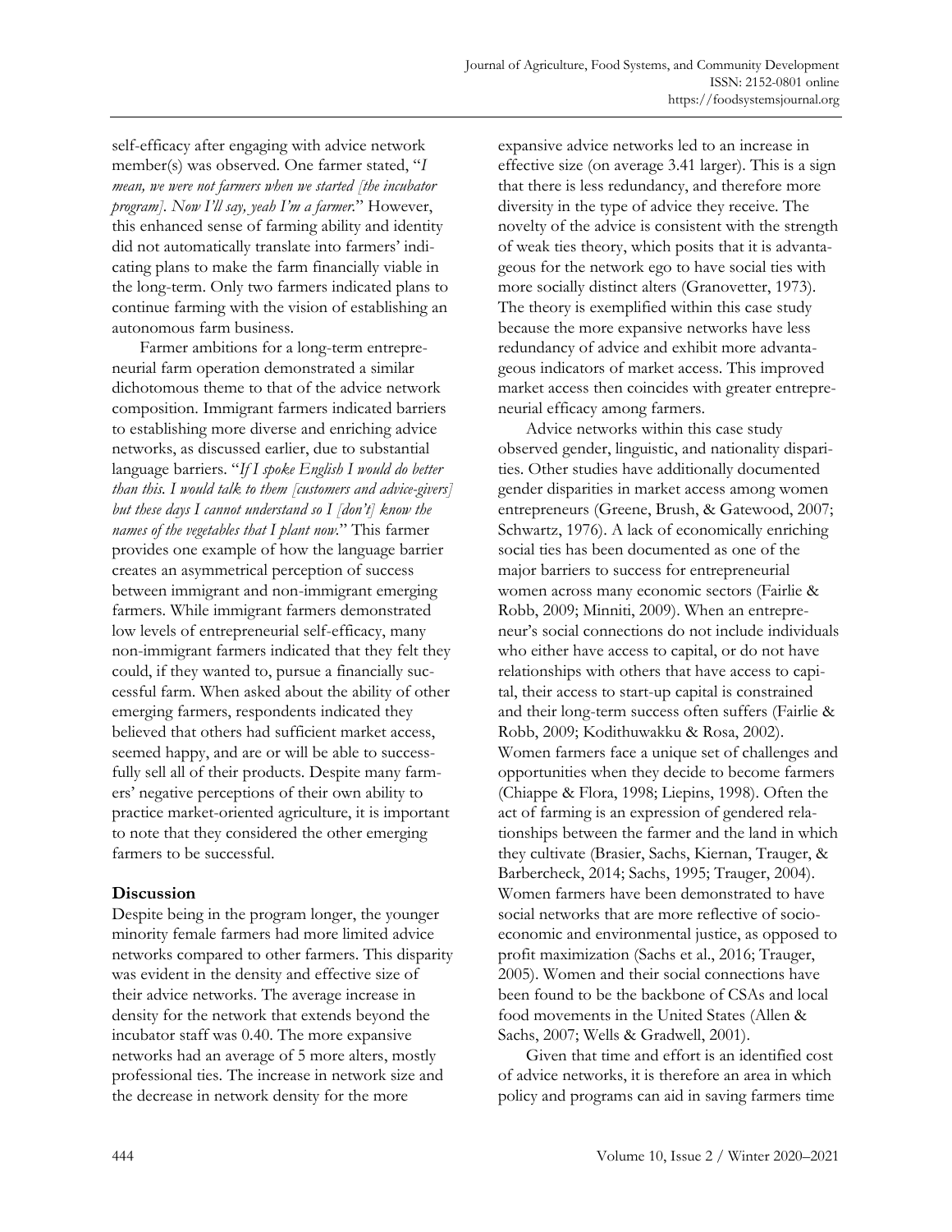self-efficacy after engaging with advice network member(s) was observed. One farmer stated, "*I mean, we were not farmers when we started [the incubator program]. Now I'll say, yeah I'm a farmer.*" However, this enhanced sense of farming ability and identity did not automatically translate into farmers' indicating plans to make the farm financially viable in the long-term. Only two farmers indicated plans to continue farming with the vision of establishing an autonomous farm business.

Farmer ambitions for a long-term entrepreneurial farm operation demonstrated a similar dichotomous theme to that of the advice network composition. Immigrant farmers indicated barriers to establishing more diverse and enriching advice networks, as discussed earlier, due to substantial language barriers. "*If I spoke English I would do better than this. I would talk to them [customers and advice-givers] but these days I cannot understand so I [don't] know the names of the vegetables that I plant now.*" This farmer provides one example of how the language barrier creates an asymmetrical perception of success between immigrant and non-immigrant emerging farmers. While immigrant farmers demonstrated low levels of entrepreneurial self-efficacy, many non-immigrant farmers indicated that they felt they could, if they wanted to, pursue a financially successful farm. When asked about the ability of other emerging farmers, respondents indicated they believed that others had sufficient market access, seemed happy, and are or will be able to successfully sell all of their products. Despite many farmers' negative perceptions of their own ability to practice market-oriented agriculture, it is important to note that they considered the other emerging farmers to be successful.

## Discussion

Despite being in the program longer, the younger minority female farmers had more limited advice networks compared to other farmers. This disparity was evident in the density and effective size of their advice networks. The average increase in density for the network that extends beyond the incubator staff was 0.40. The more expansive networks had an average of 5 more alters, mostly professional ties. The increase in network size and the decrease in network density for the more expansive advice networks led to an increase in effective size (on average 3.41 larger). This is a sign that there is less redundancy, and therefore more diversity in the type of advice they receive. The novelty of the advice is consistent with the strength of weak ties theory, which posits that it is advantageous for the network ego to have social ties with more socially distinct alters (Granovetter, 1973). The theory is exemplified within this case study because the more expansive networks have less redundancy of advice and exhibit more advantageous indicators of market access. This improved market access then coincides with greater entrepreneurial efficacy among farmers.

Advice networks within this case study observed gender, linguistic, and nationality disparities. Other studies have additionally documented gender disparities in market access among women entrepreneurs (Greene, Brush, & Gatewood, 2007; Schwartz, 1976). A lack of economically enriching social ties has been documented as one of the major barriers to success for entrepreneurial women across many economic sectors (Fairlie & Robb, 2009; Minniti, 2009). When an entrepreneur's social connections do not include individuals who either have access to capital, or do not have relationships with others that have access to capital, their access to start-up capital is constrained and their long-term success often suffers (Fairlie & Robb, 2009; Kodithuwakku & Rosa, 2002). Women farmers face a unique set of challenges and opportunities when they decide to become farmers (Chiappe & Flora, 1998; Liepins, 1998). Often the act of farming is an expression of gendered relationships between the farmer and the land in which they cultivate (Brasier, Sachs, Kiernan, Trauger, & Barbercheck, 2014; Sachs, 1995; Trauger, 2004). Women farmers have been demonstrated to have social networks that are more reflective of socioeconomic and environmental justice, as opposed to profit maximization (Sachs et al., 2016; Trauger, 2005). Women and their social connections have been found to be the backbone of CSAs and local food movements in the United States (Allen & Sachs, 2007; Wells & Gradwell, 2001).

Given that time and effort is an identified cost of advice networks, it is therefore an area in which policy and programs can aid in saving farmers time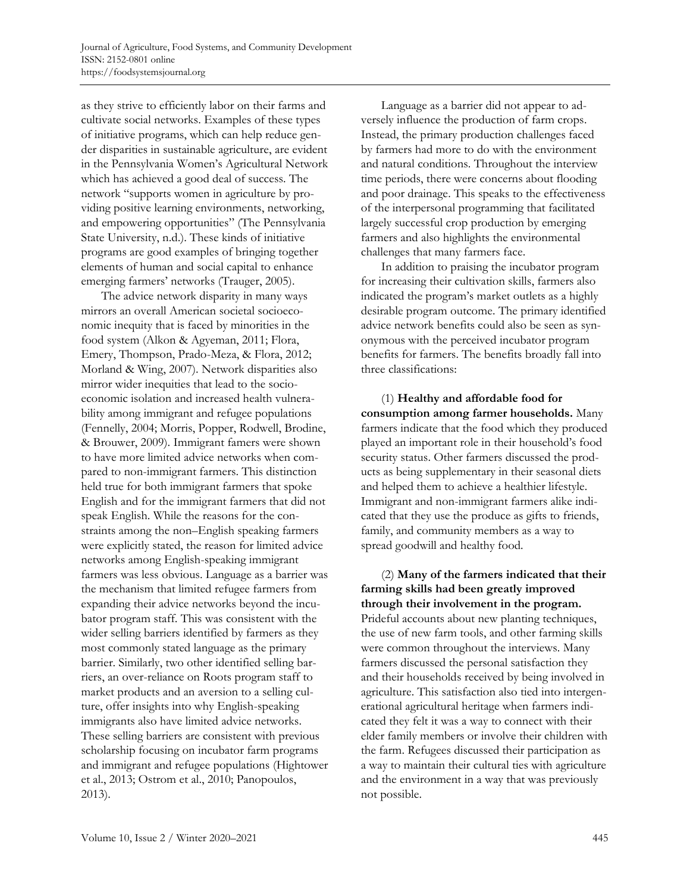as they strive to efficiently labor on their farms and cultivate social networks. Examples of these types of initiative programs, which can help reduce gender disparities in sustainable agriculture, are evident in the Pennsylvania Women's Agricultural Network which has achieved a good deal of success. The network "supports women in agriculture by providing positive learning environments, networking, and empowering opportunities" (The Pennsylvania State University, n.d.). These kinds of initiative programs are good examples of bringing together elements of human and social capital to enhance emerging farmers' networks (Trauger, 2005).

The advice network disparity in many ways mirrors an overall American societal socioeconomic inequity that is faced by minorities in the food system (Alkon & Agyeman, 2011; Flora, Emery, Thompson, Prado-Meza, & Flora, 2012; Morland & Wing, 2007). Network disparities also mirror wider inequities that lead to the socioeconomic isolation and increased health vulnerability among immigrant and refugee populations (Fennelly, 2004; Morris, Popper, Rodwell, Brodine, & Brouwer, 2009). Immigrant famers were shown to have more limited advice networks when compared to non-immigrant farmers. This distinction held true for both immigrant farmers that spoke English and for the immigrant farmers that did not speak English. While the reasons for the constraints among the non–English speaking farmers were explicitly stated, the reason for limited advice networks among English-speaking immigrant farmers was less obvious. Language as a barrier was the mechanism that limited refugee farmers from expanding their advice networks beyond the incubator program staff. This was consistent with the wider selling barriers identified by farmers as they most commonly stated language as the primary barrier. Similarly, two other identified selling barriers, an over-reliance on Roots program staff to market products and an aversion to a selling culture, offer insights into why English-speaking immigrants also have limited advice networks. These selling barriers are consistent with previous scholarship focusing on incubator farm programs and immigrant and refugee populations (Hightower et al., 2013; Ostrom et al., 2010; Panopoulos, 2013).

Language as a barrier did not appear to adversely influence the production of farm crops. Instead, the primary production challenges faced by farmers had more to do with the environment and natural conditions. Throughout the interview time periods, there were concerns about flooding and poor drainage. This speaks to the effectiveness of the interpersonal programming that facilitated largely successful crop production by emerging farmers and also highlights the environmental challenges that many farmers face.

In addition to praising the incubator program for increasing their cultivation skills, farmers also indicated the program's market outlets as a highly desirable program outcome. The primary identified advice network benefits could also be seen as synonymous with the perceived incubator program benefits for farmers. The benefits broadly fall into three classifications:

(1) **Healthy and affordable food for consumption among farmer households.** Many farmers indicate that the food which they produced played an important role in their household's food security status. Other farmers discussed the products as being supplementary in their seasonal diets and helped them to achieve a healthier lifestyle. Immigrant and non-immigrant farmers alike indicated that they use the produce as gifts to friends, family, and community members as a way to spread goodwill and healthy food.

(2) **Many of the farmers indicated that their farming skills had been greatly improved through their involvement in the program.** Prideful accounts about new planting techniques, the use of new farm tools, and other farming skills were common throughout the interviews. Many farmers discussed the personal satisfaction they and their households received by being involved in agriculture. This satisfaction also tied into intergenerational agricultural heritage when farmers indicated they felt it was a way to connect with their elder family members or involve their children with the farm. Refugees discussed their participation as a way to maintain their cultural ties with agriculture and the environment in a way that was previously not possible.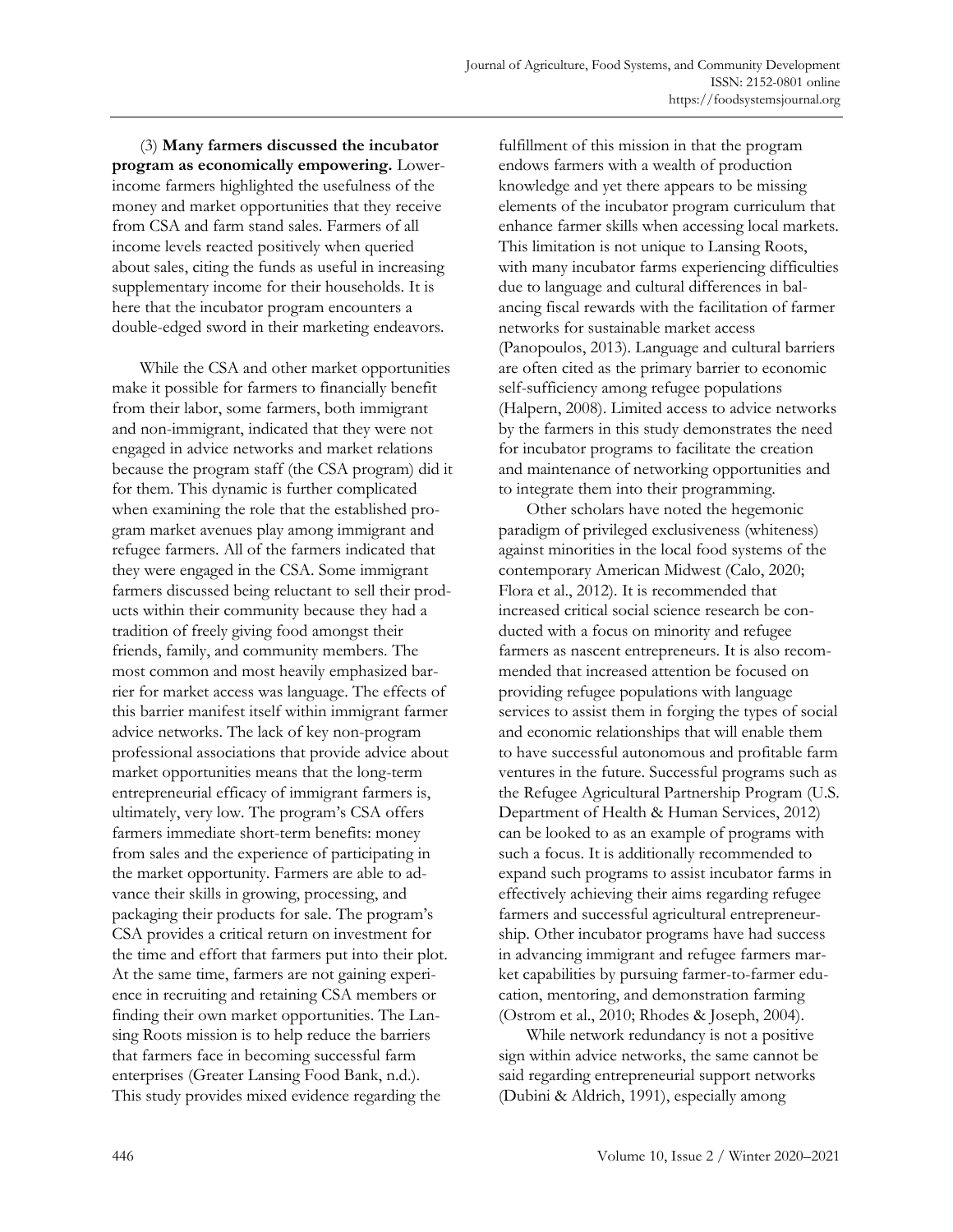(3) **Many farmers discussed the incubator program as economically empowering.** Lower-income farmers highlighted the usefulness of the money and market opportunities that they receive from CSA and farm stand sales. Farmers of all income levels reacted positively when queried about sales, citing the funds as useful in increasing supplementary income for their households. It is here that the incubator program encounters a double-edged sword in their marketing endeavors.

While the CSA and other market opportunities make it possible for farmers to financially benefit from their labor, some farmers, both immigrant and non-immigrant, indicated that they were not engaged in advice networks and market relations because the program staff (the CSA program) did it for them. This dynamic is further complicated when examining the role that the established program market avenues play among immigrant and refugee farmers. All of the farmers indicated that they were engaged in the CSA. Some immigrant farmers discussed being reluctant to sell their products within their community because they had a tradition of freely giving food amongst their friends, family, and community members. The most common and most heavily emphasized barrier for market access was language. The effects of this barrier manifest itself within immigrant farmer advice networks. The lack of key non-program professional associations that provide advice about market opportunities means that the long-term entrepreneurial efficacy of immigrant farmers is, ultimately, very low. The program's CSA offers farmers immediate short-term benefits: money from sales and the experience of participating in the market opportunity. Farmers are able to advance their skills in growing, processing, and packaging their products for sale. The program's CSA provides a critical return on investment for the time and effort that farmers put into their plot. At the same time, farmers are not gaining experience in recruiting and retaining CSA members or finding their own market opportunities. The Lansing Roots mission is to help reduce the barriers that farmers face in becoming successful farm enterprises (Greater Lansing Food Bank, n.d.). This study provides mixed evidence regarding the fulfillment of this mission in that the program endows farmers with a wealth of production knowledge and yet there appears to be missing elements of the incubator program curriculum that enhance farmer skills when accessing local markets. This limitation is not unique to Lansing Roots, with many incubator farms experiencing difficulties due to language and cultural differences in balancing fiscal rewards with the facilitation of farmer networks for sustainable market access (Panopoulos, 2013). Language and cultural barriers are often cited as the primary barrier to economic self-sufficiency among refugee populations (Halpern, 2008). Limited access to advice networks by the farmers in this study demonstrates the need for incubator programs to facilitate the creation and maintenance of networking opportunities and to integrate them into their programming.

Other scholars have noted the hegemonic paradigm of privileged exclusiveness (whiteness) against minorities in the local food systems of the contemporary American Midwest (Calo, 2020; Flora et al., 2012). It is recommended that increased critical social science research be conducted with a focus on minority and refugee farmers as nascent entrepreneurs. It is also recommended that increased attention be focused on providing refugee populations with language services to assist them in forging the types of social and economic relationships that will enable them to have successful autonomous and profitable farm ventures in the future. Successful programs such as the Refugee Agricultural Partnership Program (U.S. Department of Health & Human Services, 2012) can be looked to as an example of programs with such a focus. It is additionally recommended to expand such programs to assist incubator farms in effectively achieving their aims regarding refugee farmers and successful agricultural entrepreneurship. Other incubator programs have had success in advancing immigrant and refugee farmers market capabilities by pursuing farmer-to-farmer education, mentoring, and demonstration farming (Ostrom et al., 2010; Rhodes & Joseph, 2004).

While network redundancy is not a positive sign within advice networks, the same cannot be said regarding entrepreneurial support networks (Dubini & Aldrich, 1991), especially among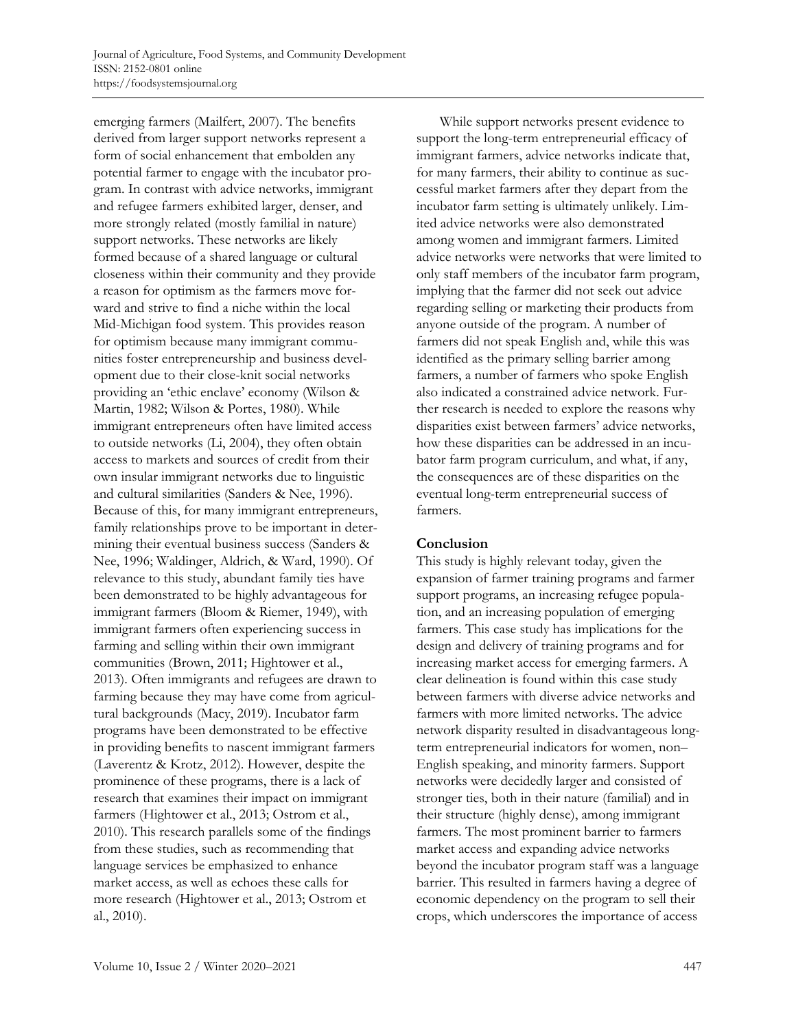emerging farmers (Mailfert, 2007). The benefits derived from larger support networks represent a form of social enhancement that embolden any potential farmer to engage with the incubator program. In contrast with advice networks, immigrant and refugee farmers exhibited larger, denser, and more strongly related (mostly familial in nature) support networks. These networks are likely formed because of a shared language or cultural closeness within their community and they provide a reason for optimism as the farmers move forward and strive to find a niche within the local Mid-Michigan food system. This provides reason for optimism because many immigrant communities foster entrepreneurship and business development due to their close-knit social networks providing an 'ethic enclave' economy (Wilson & Martin, 1982; Wilson & Portes, 1980). While immigrant entrepreneurs often have limited access to outside networks (Li, 2004), they often obtain access to markets and sources of credit from their own insular immigrant networks due to linguistic and cultural similarities (Sanders & Nee, 1996). Because of this, for many immigrant entrepreneurs, family relationships prove to be important in determining their eventual business success (Sanders & Nee, 1996; Waldinger, Aldrich, & Ward, 1990). Of relevance to this study, abundant family ties have been demonstrated to be highly advantageous for immigrant farmers (Bloom & Riemer, 1949), with immigrant farmers often experiencing success in farming and selling within their own immigrant communities (Brown, 2011; Hightower et al., 2013). Often immigrants and refugees are drawn to farming because they may have come from agricultural backgrounds (Macy, 2019). Incubator farm programs have been demonstrated to be effective in providing benefits to nascent immigrant farmers (Laverentz & Krotz, 2012). However, despite the prominence of these programs, there is a lack of research that examines their impact on immigrant farmers (Hightower et al., 2013; Ostrom et al., 2010). This research parallels some of the findings from these studies, such as recommending that language services be emphasized to enhance market access, as well as echoes these calls for more research (Hightower et al., 2013; Ostrom et al., 2010).

While support networks present evidence to support the long-term entrepreneurial efficacy of immigrant farmers, advice networks indicate that, for many farmers, their ability to continue as successful market farmers after they depart from the incubator farm setting is ultimately unlikely. Limited advice networks were also demonstrated among women and immigrant farmers. Limited advice networks were networks that were limited to only staff members of the incubator farm program, implying that the farmer did not seek out advice regarding selling or marketing their products from anyone outside of the program. A number of farmers did not speak English and, while this was identified as the primary selling barrier among farmers, a number of farmers who spoke English also indicated a constrained advice network. Further research is needed to explore the reasons why disparities exist between farmers' advice networks, how these disparities can be addressed in an incubator farm program curriculum, and what, if any, the consequences are of these disparities on the eventual long-term entrepreneurial success of farmers.

## Conclusion

This study is highly relevant today, given the expansion of farmer training programs and farmer support programs, an increasing refugee population, and an increasing population of emerging farmers. This case study has implications for the design and delivery of training programs and for increasing market access for emerging farmers. A clear delineation is found within this case study between farmers with diverse advice networks and farmers with more limited networks. The advice network disparity resulted in disadvantageous long-term entrepreneurial indicators for women, non–English speaking, and minority farmers. Support networks were decidedly larger and consisted of stronger ties, both in their nature (familial) and in their structure (highly dense), among immigrant farmers. The most prominent barrier to farmers market access and expanding advice networks beyond the incubator program staff was a language barrier. This resulted in farmers having a degree of economic dependency on the program to sell their crops, which underscores the importance of access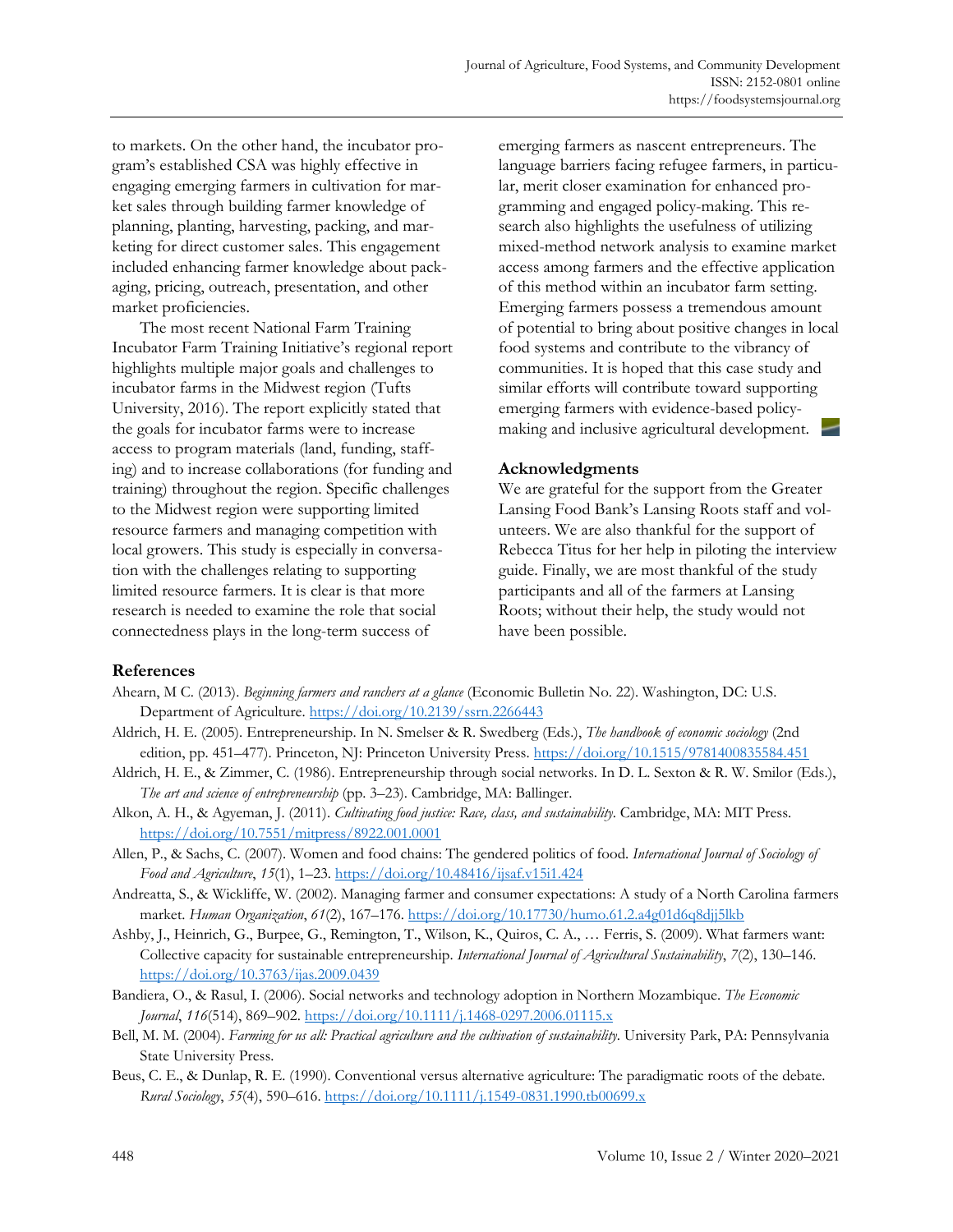to markets. On the other hand, the incubator program's established CSA was highly effective in engaging emerging farmers in cultivation for market sales through building farmer knowledge of planning, planting, harvesting, packing, and marketing for direct customer sales. This engagement included enhancing farmer knowledge about packaging, pricing, outreach, presentation, and other market proficiencies.

The most recent National Farm Training Incubator Farm Training Initiative's regional report highlights multiple major goals and challenges to incubator farms in the Midwest region (Tufts University, 2016). The report explicitly stated that the goals for incubator farms were to increase access to program materials (land, funding, staffing) and to increase collaborations (for funding and training) throughout the region. Specific challenges to the Midwest region were supporting limited resource farmers and managing competition with local growers. This study is especially in conversation with the challenges relating to supporting limited resource farmers. It is clear is that more research is needed to examine the role that social connectedness plays in the long-term success of emerging farmers as nascent entrepreneurs. The language barriers facing refugee farmers, in particular, merit closer examination for enhanced programming and engaged policy-making. This research also highlights the usefulness of utilizing mixed-method network analysis to examine market access among farmers and the effective application of this method within an incubator farm setting. Emerging farmers possess a tremendous amount of potential to bring about positive changes in local food systems and contribute to the vibrancy of communities. It is hoped that this case study and similar efforts will contribute toward supporting emerging farmers with evidence-based policy-making and inclusive agricultural development.

## Acknowledgments

We are grateful for the support from the Greater Lansing Food Bank's Lansing Roots staff and volunteers. We are also thankful for the support of Rebecca Titus for her help in piloting the interview guide. Finally, we are most thankful of the study participants and all of the farmers at Lansing Roots; without their help, the study would not have been possible.

## References

Ahearn, M C. (2013). *Beginning farmers and ranchers at a glance* (Economic Bulletin No. 22). Washington, DC: U.S. Department of Agriculture. https://doi.org/10.2139/ssrn.2266443

Aldrich, H. E. (2005). Entrepreneurship. In N. Smelser & R. Swedberg (Eds.), *The handbook of economic sociology* (2nd edition, pp. 451–477). Princeton, NJ: Princeton University Press. https://doi.org/10.1515/9781400835584.451

Aldrich, H. E., & Zimmer, C. (1986). Entrepreneurship through social networks. In D. L. Sexton & R. W. Smilor (Eds.), *The art and science of entrepreneurship* (pp. 3–23). Cambridge, MA: Ballinger.

Alkon, A. H., & Agyeman, J. (2011). *Cultivating food justice: Race, class, and sustainability*. Cambridge, MA: MIT Press. https://doi.org/10.7551/mitpress/8922.001.0001

Allen, P., & Sachs, C. (2007). Women and food chains: The gendered politics of food. *International Journal of Sociology of Food and Agriculture*, *15*(1), 1–23. https://doi.org/10.48416/ijsaf.v15i1.424

Andreatta, S., & Wickliffe, W. (2002). Managing farmer and consumer expectations: A study of a North Carolina farmers market. *Human Organization*, *61*(2), 167–176. https://doi.org/10.17730/humo.61.2.a4g01d6q8djj5lkb

Ashby, J., Heinrich, G., Burpee, G., Remington, T., Wilson, K., Quiros, C. A., … Ferris, S. (2009). What farmers want: Collective capacity for sustainable entrepreneurship. *International Journal of Agricultural Sustainability*, *7*(2), 130–146. https://doi.org/10.3763/ijas.2009.0439

Bandiera, O., & Rasul, I. (2006). Social networks and technology adoption in Northern Mozambique. *The Economic Journal*, *116*(514), 869–902. https://doi.org/10.1111/j.1468-0297.2006.01115.x

Bell, M. M. (2004). *Farming for us all: Practical agriculture and the cultivation of sustainability*. University Park, PA: Pennsylvania State University Press.

Beus, C. E., & Dunlap, R. E. (1990). Conventional versus alternative agriculture: The paradigmatic roots of the debate. *Rural Sociology*, *55*(4), 590–616. https://doi.org/10.1111/j.1549-0831.1990.tb00699.x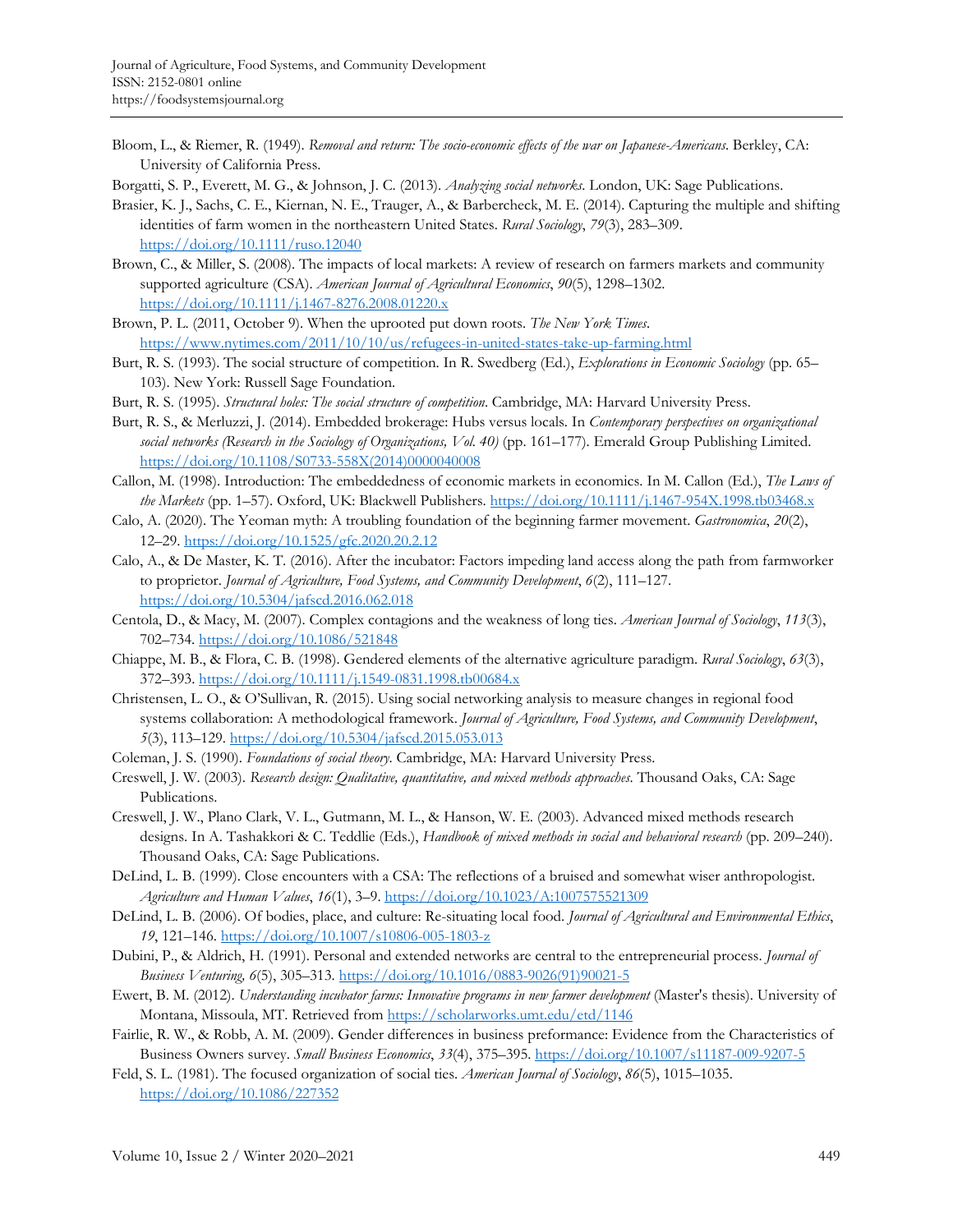Bloom, L., & Riemer, R. (1949). *Removal and return: The socio-economic effects of the war on Japanese-Americans*. Berkley, CA: University of California Press.

Borgatti, S. P., Everett, M. G., & Johnson, J. C. (2013). *Analyzing social networks*. London, UK: Sage Publications.

Brasier, K. J., Sachs, C. E., Kiernan, N. E., Trauger, A., & Barbercheck, M. E. (2014). Capturing the multiple and shifting identities of farm women in the northeastern United States. *Rural Sociology*, *79*(3), 283–309. https://doi.org/10.1111/ruso.12040

Brown, C., & Miller, S. (2008). The impacts of local markets: A review of research on farmers markets and community supported agriculture (CSA). *American Journal of Agricultural Economics*, *90*(5), 1298–1302. https://doi.org/10.1111/j.1467-8276.2008.01220.x

Brown, P. L. (2011, October 9). When the uprooted put down roots. *The New York Times*. https://www.nytimes.com/2011/10/10/us/refugees-in-united-states-take-up-farming.html

Burt, R. S. (1993). The social structure of competition. In R. Swedberg (Ed.), *Explorations in Economic Sociology* (pp. 65–103). New York: Russell Sage Foundation.

Burt, R. S. (1995). *Structural holes: The social structure of competition*. Cambridge, MA: Harvard University Press.

Burt, R. S., & Merluzzi, J. (2014). Embedded brokerage: Hubs versus locals. In *Contemporary perspectives on organizational social networks (Research in the Sociology of Organizations, Vol. 40)* (pp. 161–177). Emerald Group Publishing Limited. https://doi.org/10.1108/S0733-558X(2014)0000040008

Callon, M. (1998). Introduction: The embeddedness of economic markets in economics. In M. Callon (Ed.), *The Laws of the Markets* (pp. 1–57). Oxford, UK: Blackwell Publishers. https://doi.org/10.1111/j.1467-954X.1998.tb03468.x

Calo, A. (2020). The Yeoman myth: A troubling foundation of the beginning farmer movement. *Gastronomica*, *20*(2), 12–29. https://doi.org/10.1525/gfc.2020.20.2.12

Calo, A., & De Master, K. T. (2016). After the incubator: Factors impeding land access along the path from farmworker to proprietor. *Journal of Agriculture, Food Systems, and Community Development*, *6*(2), 111–127. https://doi.org/10.5304/jafscd.2016.062.018

Centola, D., & Macy, M. (2007). Complex contagions and the weakness of long ties. *American Journal of Sociology*, *113*(3), 702–734. https://doi.org/10.1086/521848

Chiappe, M. B., & Flora, C. B. (1998). Gendered elements of the alternative agriculture paradigm. *Rural Sociology*, *63*(3), 372–393. https://doi.org/10.1111/j.1549-0831.1998.tb00684.x

Christensen, L. O., & O'Sullivan, R. (2015). Using social networking analysis to measure changes in regional food systems collaboration: A methodological framework. *Journal of Agriculture, Food Systems, and Community Development*, *5*(3), 113–129. https://doi.org/10.5304/jafscd.2015.053.013

Coleman, J. S. (1990). *Foundations of social theory*. Cambridge, MA: Harvard University Press.

Creswell, J. W. (2003). *Research design: Qualitative, quantitative, and mixed methods approaches*. Thousand Oaks, CA: Sage Publications.

Creswell, J. W., Plano Clark, V. L., Gutmann, M. L., & Hanson, W. E. (2003). Advanced mixed methods research designs. In A. Tashakkori & C. Teddlie (Eds.), *Handbook of mixed methods in social and behavioral research* (pp. 209–240). Thousand Oaks, CA: Sage Publications.

DeLind, L. B. (1999). Close encounters with a CSA: The reflections of a bruised and somewhat wiser anthropologist. *Agriculture and Human Values*, *16*(1), 3–9. https://doi.org/10.1023/A:1007575521309

DeLind, L. B. (2006). Of bodies, place, and culture: Re-situating local food. *Journal of Agricultural and Environmental Ethics*, *19*, 121–146. https://doi.org/10.1007/s10806-005-1803-z

Dubini, P., & Aldrich, H. (1991). Personal and extended networks are central to the entrepreneurial process. *Journal of Business Venturing, 6*(5), 305–313. https://doi.org/10.1016/0883-9026(91)90021-5

Ewert, B. M. (2012). *Understanding incubator farms: Innovative programs in new farmer development* (Master's thesis). University of Montana, Missoula, MT. Retrieved from https://scholarworks.umt.edu/etd/1146

Fairlie, R. W., & Robb, A. M. (2009). Gender differences in business preformance: Evidence from the Characteristics of Business Owners survey. *Small Business Economics*, *33*(4), 375–395. https://doi.org/10.1007/s11187-009-9207-5

Feld, S. L. (1981). The focused organization of social ties. *American Journal of Sociology*, *86*(5), 1015–1035. https://doi.org/10.1086/227352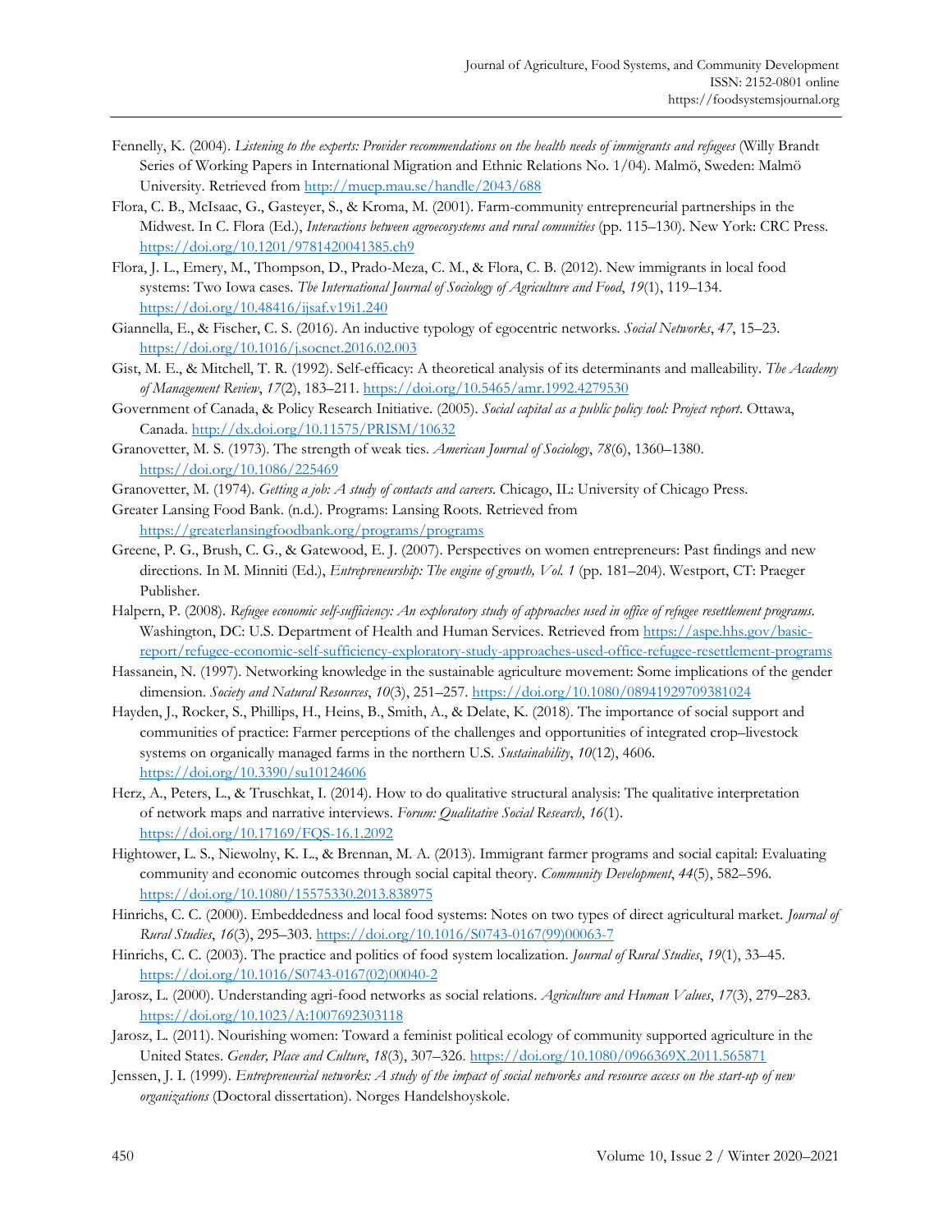Fennelly, K. (2004). *Listening to the experts: Provider recommendations on the health needs of immigrants and refugees* (Willy Brandt Series of Working Papers in International Migration and Ethnic Relations No. 1/04). Malmö, Sweden: Malmö University. Retrieved from http://muep.mau.se/handle/2043/688

Flora, C. B., McIsaac, G., Gasteyer, S., & Kroma, M. (2001). Farm-community entrepreneurial partnerships in the Midwest. In C. Flora (Ed.), *Interactions between agroecosystems and rural comunities* (pp. 115–130). New York: CRC Press. https://doi.org/10.1201/9781420041385.ch9

Flora, J. L., Emery, M., Thompson, D., Prado-Meza, C. M., & Flora, C. B. (2012). New immigrants in local food systems: Two Iowa cases. *The International Journal of Sociology of Agriculture and Food*, *19*(1), 119–134. https://doi.org/10.48416/ijsaf.v19i1.240

Giannella, E., & Fischer, C. S. (2016). An inductive typology of egocentric networks. *Social Networks*, *47*, 15–23. https://doi.org/10.1016/j.socnet.2016.02.003

Gist, M. E., & Mitchell, T. R. (1992). Self-efficacy: A theoretical analysis of its determinants and malleability. *The Academy of Management Review*, *17*(2), 183–211. https://doi.org/10.5465/amr.1992.4279530

Government of Canada, & Policy Research Initiative. (2005). *Social capital as a public policy tool: Project report*. Ottawa, Canada. http://dx.doi.org/10.11575/PRISM/10632

Granovetter, M. S. (1973). The strength of weak ties. *American Journal of Sociology*, *78*(6), 1360–1380. https://doi.org/10.1086/225469

Granovetter, M. (1974). *Getting a job: A study of contacts and careers*. Chicago, IL: University of Chicago Press.

Greater Lansing Food Bank. (n.d.). Programs: Lansing Roots. Retrieved from https://greaterlansingfoodbank.org/programs/programs

Greene, P. G., Brush, C. G., & Gatewood, E. J. (2007). Perspectives on women entrepreneurs: Past findings and new directions. In M. Minniti (Ed.), *Entrepreneurship: The engine of growth, Vol. 1* (pp. 181–204). Westport, CT: Praeger Publisher.

Halpern, P. (2008). *Refugee economic self-sufficiency: An exploratory study of approaches used in office of refugee resettlement programs*. Washington, DC: U.S. Department of Health and Human Services. Retrieved from https://aspe.hhs.gov/basic-report/refugee-economic-self-sufficiency-exploratory-study-approaches-used-office-refugee-resettlement-programs

Hassanein, N. (1997). Networking knowledge in the sustainable agriculture movement: Some implications of the gender dimension. *Society and Natural Resources*, *10*(3), 251–257. https://doi.org/10.1080/08941929709381024

Hayden, J., Rocker, S., Phillips, H., Heins, B., Smith, A., & Delate, K. (2018). The importance of social support and communities of practice: Farmer perceptions of the challenges and opportunities of integrated crop–livestock systems on organically managed farms in the northern U.S. *Sustainability*, *10*(12), 4606. https://doi.org/10.3390/su10124606

Herz, A., Peters, L., & Truschkat, I. (2014). How to do qualitative structural analysis: The qualitative interpretation of network maps and narrative interviews. *Forum: Qualitative Social Research*, *16*(1). https://doi.org/10.17169/FQS-16.1.2092

Hightower, L. S., Niewolny, K. L., & Brennan, M. A. (2013). Immigrant farmer programs and social capital: Evaluating community and economic outcomes through social capital theory. *Community Development*, *44*(5), 582–596. https://doi.org/10.1080/15575330.2013.838975

Hinrichs, C. C. (2000). Embeddedness and local food systems: Notes on two types of direct agricultural market. *Journal of Rural Studies*, *16*(3), 295–303. https://doi.org/10.1016/S0743-0167(99)00063-7

Hinrichs, C. C. (2003). The practice and politics of food system localization. *Journal of Rural Studies*, *19*(1), 33–45. https://doi.org/10.1016/S0743-0167(02)00040-2

Jarosz, L. (2000). Understanding agri-food networks as social relations. *Agriculture and Human Values*, *17*(3), 279–283. https://doi.org/10.1023/A:1007692303118

Jarosz, L. (2011). Nourishing women: Toward a feminist political ecology of community supported agriculture in the United States. *Gender, Place and Culture*, *18*(3), 307–326. https://doi.org/10.1080/0966369X.2011.565871

Jenssen, J. I. (1999). *Entrepreneurial networks: A study of the impact of social networks and resource access on the start-up of new organizations* (Doctoral dissertation). Norges Handelshoyskole.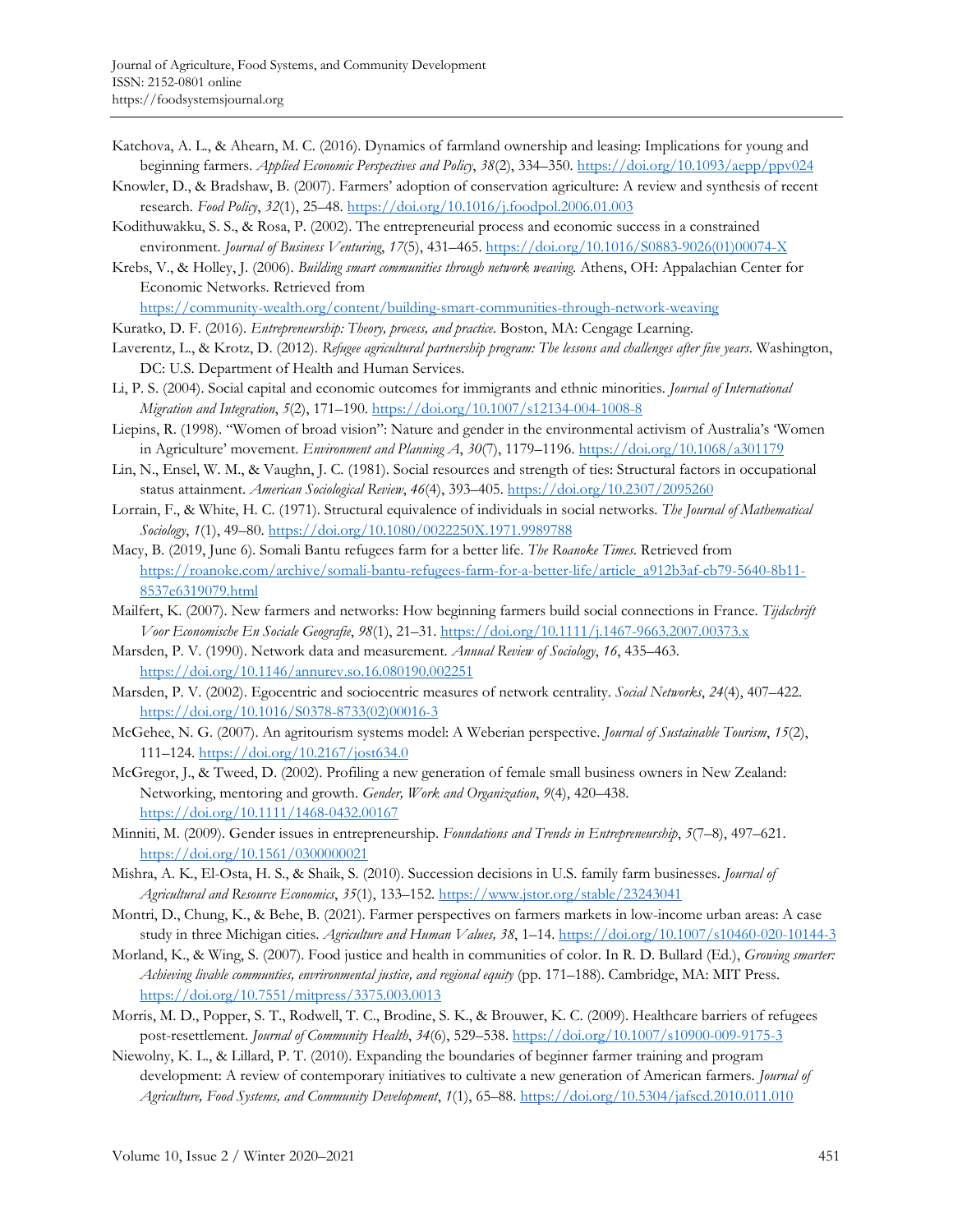Katchova, A. L., & Ahearn, M. C. (2016). Dynamics of farmland ownership and leasing: Implications for young and beginning farmers. *Applied Economic Perspectives and Policy*, *38*(2), 334–350. https://doi.org/10.1093/aepp/ppv024

Knowler, D., & Bradshaw, B. (2007). Farmers' adoption of conservation agriculture: A review and synthesis of recent research. *Food Policy*, *32*(1), 25–48. https://doi.org/10.1016/j.foodpol.2006.01.003

Kodithuwakku, S. S., & Rosa, P. (2002). The entrepreneurial process and economic success in a constrained environment. *Journal of Business Venturing*, *17*(5), 431–465. https://doi.org/10.1016/S0883-9026(01)00074-X

Krebs, V., & Holley, J. (2006). *Building smart communities through network weaving.* Athens, OH: Appalachian Center for Economic Networks. Retrieved from https://community-wealth.org/content/building-smart-communities-through-network-weaving

Kuratko, D. F. (2016). *Entrepreneurship: Theory, process, and practice*. Boston, MA: Cengage Learning.

Laverentz, L., & Krotz, D. (2012). *Refugee agricultural partnership program: The lessons and challenges after five years*. Washington, DC: U.S. Department of Health and Human Services.

Li, P. S. (2004). Social capital and economic outcomes for immigrants and ethnic minorities. *Journal of International Migration and Integration*, *5*(2), 171–190. https://doi.org/10.1007/s12134-004-1008-8

Liepins, R. (1998). "Women of broad vision": Nature and gender in the environmental activism of Australia's 'Women in Agriculture' movement. *Environment and Planning A*, *30*(7), 1179–1196. https://doi.org/10.1068/a301179

Lin, N., Ensel, W. M., & Vaughn, J. C. (1981). Social resources and strength of ties: Structural factors in occupational status attainment. *American Sociological Review*, *46*(4), 393–405. https://doi.org/10.2307/2095260

Lorrain, F., & White, H. C. (1971). Structural equivalence of individuals in social networks. *The Journal of Mathematical Sociology*, *1*(1), 49–80. https://doi.org/10.1080/0022250X.1971.9989788

Macy, B. (2019, June 6). Somali Bantu refugees farm for a better life. *The Roanoke Times*. Retrieved from https://roanoke.com/archive/somali-bantu-refugees-farm-for-a-better-life/article_a912b3af-cb79-5640-8b11-8537e6319079.html

Mailfert, K. (2007). New farmers and networks: How beginning farmers build social connections in France. *Tijdschrift Voor Economische En Sociale Geografie*, *98*(1), 21–31. https://doi.org/10.1111/j.1467-9663.2007.00373.x

Marsden, P. V. (1990). Network data and measurement. *Annual Review of Sociology*, *16*, 435–463. https://doi.org/10.1146/annurev.so.16.080190.002251

Marsden, P. V. (2002). Egocentric and sociocentric measures of network centrality. *Social Networks*, *24*(4), 407–422. https://doi.org/10.1016/S0378-8733(02)00016-3

McGehee, N. G. (2007). An agritourism systems model: A Weberian perspective. *Journal of Sustainable Tourism*, *15*(2), 111–124. https://doi.org/10.2167/jost634.0

McGregor, J., & Tweed, D. (2002). Profiling a new generation of female small business owners in New Zealand: Networking, mentoring and growth. *Gender, Work and Organization*, *9*(4), 420–438. https://doi.org/10.1111/1468-0432.00167

Minniti, M. (2009). Gender issues in entrepreneurship. *Foundations and Trends in Entrepreneurship*, *5*(7–8), 497–621. https://doi.org/10.1561/0300000021

Mishra, A. K., El-Osta, H. S., & Shaik, S. (2010). Succession decisions in U.S. family farm businesses. *Journal of Agricultural and Resource Economics*, *35*(1), 133–152. https://www.jstor.org/stable/23243041

Montri, D., Chung, K., & Behe, B. (2021). Farmer perspectives on farmers markets in low-income urban areas: A case study in three Michigan cities. *Agriculture and Human Values, 38*, 1–14. https://doi.org/10.1007/s10460-020-10144-3

Morland, K., & Wing, S. (2007). Food justice and health in communities of color. In R. D. Bullard (Ed.), *Growing smarter: Achieving livable communties, envrironmental justice, and regional equity* (pp. 171–188). Cambridge, MA: MIT Press. https://doi.org/10.7551/mitpress/3375.003.0013

Morris, M. D., Popper, S. T., Rodwell, T. C., Brodine, S. K., & Brouwer, K. C. (2009). Healthcare barriers of refugees post-resettlement. *Journal of Community Health*, *34*(6), 529–538. https://doi.org/10.1007/s10900-009-9175-3

Niewolny, K. L., & Lillard, P. T. (2010). Expanding the boundaries of beginner farmer training and program development: A review of contemporary initiatives to cultivate a new generation of American farmers. *Journal of Agriculture, Food Systems, and Community Development*, *1*(1), 65–88. https://doi.org/10.5304/jafscd.2010.011.010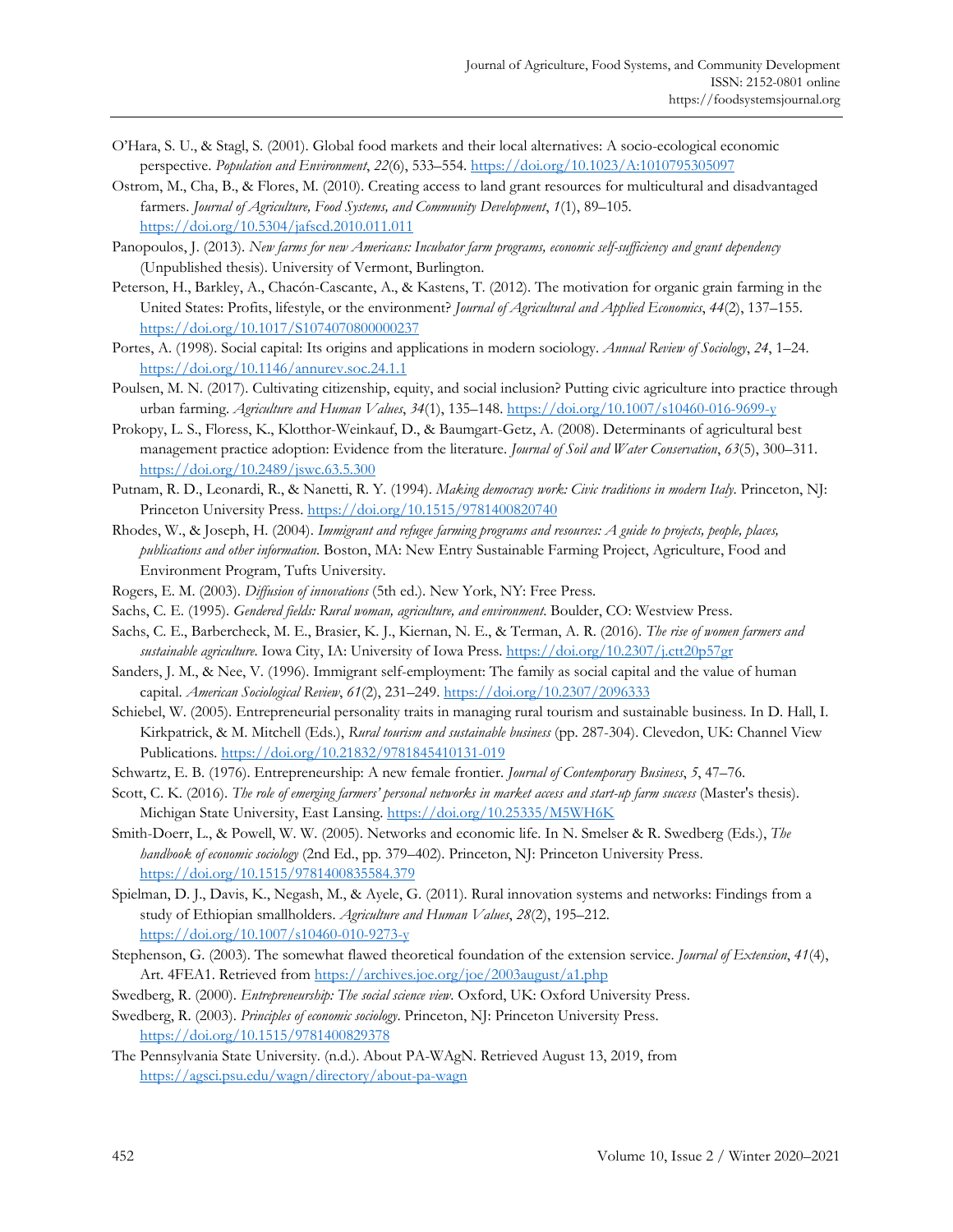O'Hara, S. U., & Stagl, S. (2001). Global food markets and their local alternatives: A socio-ecological economic perspective. *Population and Environment*, *22*(6), 533–554. https://doi.org/10.1023/A:1010795305097

Ostrom, M., Cha, B., & Flores, M. (2010). Creating access to land grant resources for multicultural and disadvantaged farmers. *Journal of Agriculture, Food Systems, and Community Development*, *1*(1), 89–105. https://doi.org/10.5304/jafscd.2010.011.011

Panopoulos, J. (2013). *New farms for new Americans: Incubator farm programs, economic self-sufficiency and grant dependency* (Unpublished thesis). University of Vermont, Burlington.

Peterson, H., Barkley, A., Chacón-Cascante, A., & Kastens, T. (2012). The motivation for organic grain farming in the United States: Profits, lifestyle, or the environment? *Journal of Agricultural and Applied Economics*, *44*(2), 137–155. https://doi.org/10.1017/S1074070800000237

Portes, A. (1998). Social capital: Its origins and applications in modern sociology. *Annual Review of Sociology*, *24*, 1–24. https://doi.org/10.1146/annurev.soc.24.1.1

Poulsen, M. N. (2017). Cultivating citizenship, equity, and social inclusion? Putting civic agriculture into practice through urban farming. *Agriculture and Human Values*, *34*(1), 135–148. https://doi.org/10.1007/s10460-016-9699-y

Prokopy, L. S., Floress, K., Klotthor-Weinkauf, D., & Baumgart-Getz, A. (2008). Determinants of agricultural best management practice adoption: Evidence from the literature. *Journal of Soil and Water Conservation*, *63*(5), 300–311. https://doi.org/10.2489/jswc.63.5.300

Putnam, R. D., Leonardi, R., & Nanetti, R. Y. (1994). *Making democracy work: Civic traditions in modern Italy*. Princeton, NJ: Princeton University Press. https://doi.org/10.1515/9781400820740

Rhodes, W., & Joseph, H. (2004). *Immigrant and refugee farming programs and resources: A guide to projects, people, places, publications and other information*. Boston, MA: New Entry Sustainable Farming Project, Agriculture, Food and Environment Program, Tufts University.

Rogers, E. M. (2003). *Diffusion of innovations* (5th ed.). New York, NY: Free Press.

Sachs, C. E. (1995). *Gendered fields: Rural woman, agriculture, and environment*. Boulder, CO: Westview Press.

Sachs, C. E., Barbercheck, M. E., Brasier, K. J., Kiernan, N. E., & Terman, A. R. (2016). *The rise of women farmers and sustainable agriculture*. Iowa City, IA: University of Iowa Press. https://doi.org/10.2307/j.ctt20p57gr

Sanders, J. M., & Nee, V. (1996). Immigrant self-employment: The family as social capital and the value of human capital. *American Sociological Review*, *61*(2), 231–249. https://doi.org/10.2307/2096333

Schiebel, W. (2005). Entrepreneurial personality traits in managing rural tourism and sustainable business. In D. Hall, I. Kirkpatrick, & M. Mitchell (Eds.), *Rural tourism and sustainable business* (pp. 287-304). Clevedon, UK: Channel View Publications. https://doi.org/10.21832/9781845410131-019

Schwartz, E. B. (1976). Entrepreneurship: A new female frontier. *Journal of Contemporary Business*, *5*, 47–76.

Scott, C. K. (2016). *The role of emerging farmers' personal networks in market access and start-up farm success* (Master's thesis). Michigan State University, East Lansing. https://doi.org/10.25335/M5WH6K

Smith-Doerr, L., & Powell, W. W. (2005). Networks and economic life. In N. Smelser & R. Swedberg (Eds.), *The handbook of economic sociology* (2nd Ed., pp. 379–402). Princeton, NJ: Princeton University Press. https://doi.org/10.1515/9781400835584.379

Spielman, D. J., Davis, K., Negash, M., & Ayele, G. (2011). Rural innovation systems and networks: Findings from a study of Ethiopian smallholders. *Agriculture and Human Values*, *28*(2), 195–212. https://doi.org/10.1007/s10460-010-9273-y

Stephenson, G. (2003). The somewhat flawed theoretical foundation of the extension service. *Journal of Extension*, *41*(4), Art. 4FEA1. Retrieved from https://archives.joe.org/joe/2003august/a1.php

Swedberg, R. (2000). *Entrepreneurship: The social science view*. Oxford, UK: Oxford University Press.

Swedberg, R. (2003). *Principles of economic sociology*. Princeton, NJ: Princeton University Press. https://doi.org/10.1515/9781400829378

The Pennsylvania State University. (n.d.). About PA-WAgN. Retrieved August 13, 2019, from https://agsci.psu.edu/wagn/directory/about-pa-wagn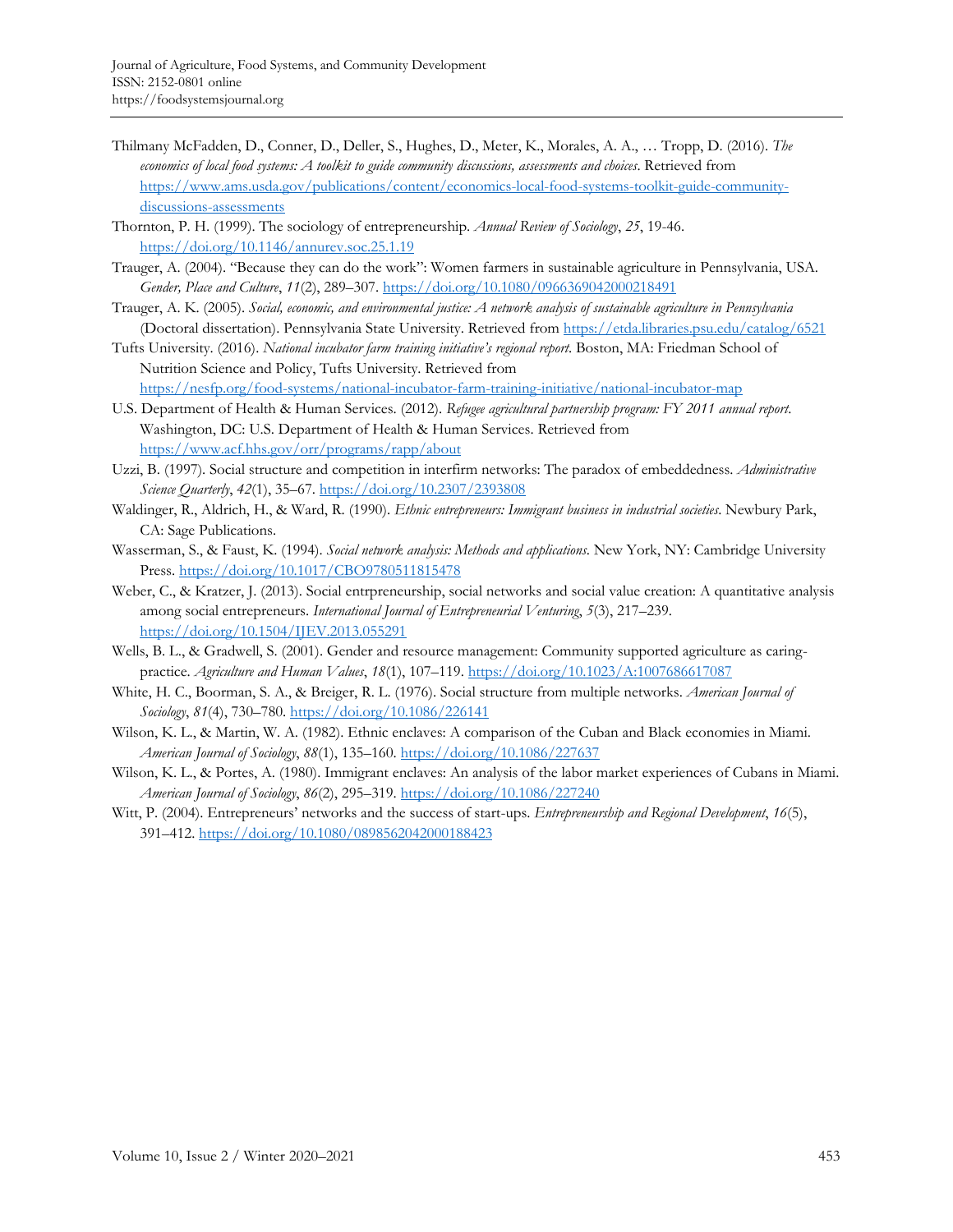Thilmany McFadden, D., Conner, D., Deller, S., Hughes, D., Meter, K., Morales, A. A., … Tropp, D. (2016). *The economics of local food systems: A toolkit to guide community discussions, assessments and choices*. Retrieved from https://www.ams.usda.gov/publications/content/economics-local-food-systems-toolkit-guide-community-discussions-assessments

Thornton, P. H. (1999). The sociology of entrepreneurship. *Annual Review of Sociology*, *25*, 19-46. https://doi.org/10.1146/annurev.soc.25.1.19

Trauger, A. (2004). "Because they can do the work": Women farmers in sustainable agriculture in Pennsylvania, USA. *Gender, Place and Culture*, *11*(2), 289–307. https://doi.org/10.1080/0966369042000218491

Trauger, A. K. (2005). *Social, economic, and environmental justice: A network analysis of sustainable agriculture in Pennsylvania* (Doctoral dissertation). Pennsylvania State University. Retrieved from https://etda.libraries.psu.edu/catalog/6521

Tufts University. (2016). *National incubator farm training initiative's regional report*. Boston, MA: Friedman School of Nutrition Science and Policy, Tufts University. Retrieved from https://nesfp.org/food-systems/national-incubator-farm-training-initiative/national-incubator-map

U.S. Department of Health & Human Services. (2012). *Refugee agricultural partnership program: FY 2011 annual report*. Washington, DC: U.S. Department of Health & Human Services. Retrieved from https://www.acf.hhs.gov/orr/programs/rapp/about

Uzzi, B. (1997). Social structure and competition in interfirm networks: The paradox of embeddedness. *Administrative Science Quarterly*, *42*(1), 35–67. https://doi.org/10.2307/2393808

Waldinger, R., Aldrich, H., & Ward, R. (1990). *Ethnic entrepreneurs: Immigrant business in industrial societies*. Newbury Park, CA: Sage Publications.

Wasserman, S., & Faust, K. (1994). *Social network analysis: Methods and applications*. New York, NY: Cambridge University Press. https://doi.org/10.1017/CBO9780511815478

Weber, C., & Kratzer, J. (2013). Social entrpreneurship, social networks and social value creation: A quantitative analysis among social entrepreneurs. *International Journal of Entrepreneurial Venturing*, *5*(3), 217–239. https://doi.org/10.1504/IJEV.2013.055291

Wells, B. L., & Gradwell, S. (2001). Gender and resource management: Community supported agriculture as caring-practice. *Agriculture and Human Values*, *18*(1), 107–119. https://doi.org/10.1023/A:1007686617087

White, H. C., Boorman, S. A., & Breiger, R. L. (1976). Social structure from multiple networks. *American Journal of Sociology*, *81*(4), 730–780. https://doi.org/10.1086/226141

Wilson, K. L., & Martin, W. A. (1982). Ethnic enclaves: A comparison of the Cuban and Black economies in Miami. *American Journal of Sociology*, *88*(1), 135–160. https://doi.org/10.1086/227637

Wilson, K. L., & Portes, A. (1980). Immigrant enclaves: An analysis of the labor market experiences of Cubans in Miami. *American Journal of Sociology*, *86*(2), 295–319. https://doi.org/10.1086/227240

Witt, P. (2004). Entrepreneurs' networks and the success of start-ups. *Entrepreneurship and Regional Development*, *16*(5), 391–412. https://doi.org/10.1080/0898562042000188423